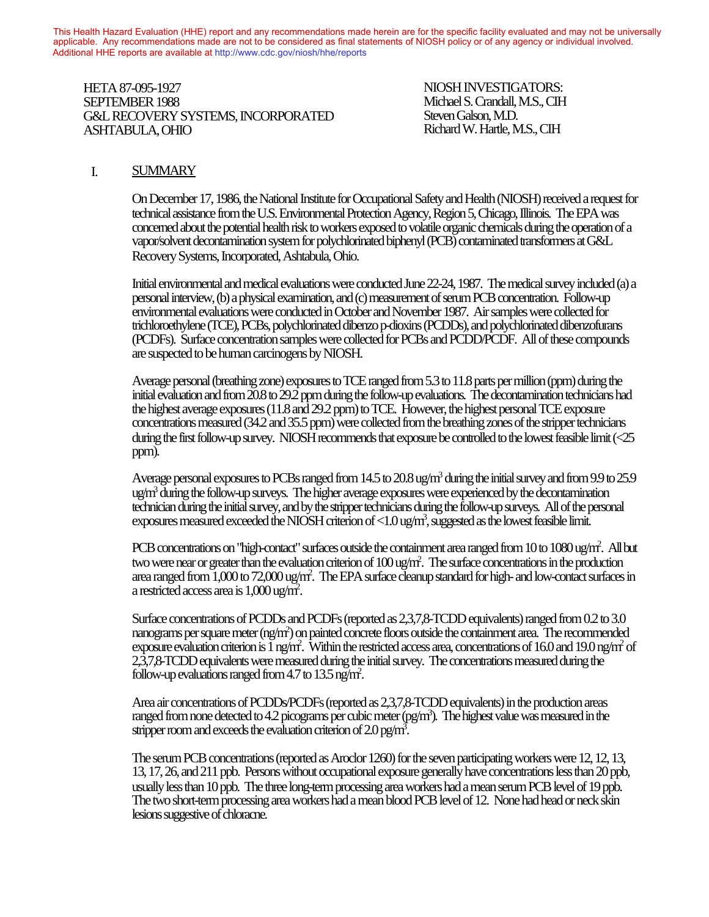This Health Hazard Evaluation (HHE) report and any recommendations made herein are for the specific facility evaluated and may not be universally applicable. Any recommendations made are not to be considered as final statements of NIOSH policy or of any agency or individual involved. Additional HHE reports are available at http://www.cdc.gov/niosh/hhe/reports

HETA 87-095-1927
SEPTEMBER 1988
G&L RECOVERY SYSTEMS, INCORPORATED
ASHTABULA, OHIO

NIOSH INVESTIGATORS:
Michael S. Crandall, M.S., CIH
Steven Galson, M.D.
Richard W. Hartle, M.S., CIH

## I. SUMMARY

On December 17, 1986, the National Institute for Occupational Safety and Health (NIOSH) received a request for technical assistance from the U.S. Environmental Protection Agency, Region 5, Chicago, Illinois. The EPA was concerned about the potential health risk to workers exposed to volatile organic chemicals during the operation of a vapor/solvent decontamination system for polychlorinated biphenyl (PCB) contaminated transformers at G&L Recovery Systems, Incorporated, Ashtabula, Ohio.

Initial environmental and medical evaluations were conducted June 22-24, 1987. The medical survey included (a) a personal interview, (b) a physical examination, and (c) measurement of serum PCB concentration. Follow-up environmental evaluations were conducted in October and November 1987. Air samples were collected for trichloroethylene (TCE), PCBs, polychlorinated dibenzo p-dioxins (PCDDs), and polychlorinated dibenzofurans (PCDFs). Surface concentration samples were collected for PCBs and PCDD/PCDF. All of these compounds are suspected to be human carcinogens by NIOSH.

Average personal (breathing zone) exposures to TCE ranged from 5.3 to 11.8 parts per million (ppm) during the initial evaluation and from 20.8 to 29.2 ppm during the follow-up evaluations. The decontamination technicians had the highest average exposures (11.8 and 29.2 ppm) to TCE. However, the highest personal TCE exposure concentrations measured (34.2 and 35.5 ppm) were collected from the breathing zones of the stripper technicians during the first follow-up survey. NIOSH recommends that exposure be controlled to the lowest feasible limit (<25 ppm).

Average personal exposures to PCBs ranged from 14.5 to 20.8 ug/m$^3$ during the initial survey and from 9.9 to 25.9 ug/m$^3$ during the follow-up surveys. The higher average exposures were experienced by the decontamination technician during the initial survey, and by the stripper technicians during the follow-up surveys. All of the personal exposures measured exceeded the NIOSH criterion of <1.0 ug/m$^3$, suggested as the lowest feasible limit.

PCB concentrations on "high-contact" surfaces outside the containment area ranged from 10 to 1080 ug/m$^2$. All but two were near or greater than the evaluation criterion of 100 ug/m$^2$. The surface concentrations in the production area ranged from 1,000 to 72,000 ug/m$^2$. The EPA surface cleanup standard for high- and low-contact surfaces in a restricted access area is 1,000 ug/m$^2$.

Surface concentrations of PCDDs and PCDFs (reported as 2,3,7,8-TCDD equivalents) ranged from 0.2 to 3.0 nanograms per square meter (ng/m$^2$) on painted concrete floors outside the containment area. The recommended exposure evaluation criterion is 1 ng/m$^2$. Within the restricted access area, concentrations of 16.0 and 19.0 ng/m$^2$ of 2,3,7,8-TCDD equivalents were measured during the initial survey. The concentrations measured during the follow-up evaluations ranged from 4.7 to 13.5 ng/m$^2$.

Area air concentrations of PCDDs/PCDFs (reported as 2,3,7,8-TCDD equivalents) in the production areas ranged from none detected to 4.2 picograms per cubic meter (pg/m$^3$). The highest value was measured in the stripper room and exceeds the evaluation criterion of 2.0 pg/m$^3$.

The serum PCB concentrations (reported as Aroclor 1260) for the seven participating workers were 12, 12, 13, 13, 17, 26, and 211 ppb. Persons without occupational exposure generally have concentrations less than 20 ppb, usually less than 10 ppb. The three long-term processing area workers had a mean serum PCB level of 19 ppb. The two short-term processing area workers had a mean blood PCB level of 12. None had head or neck skin lesions suggestive of chloracne.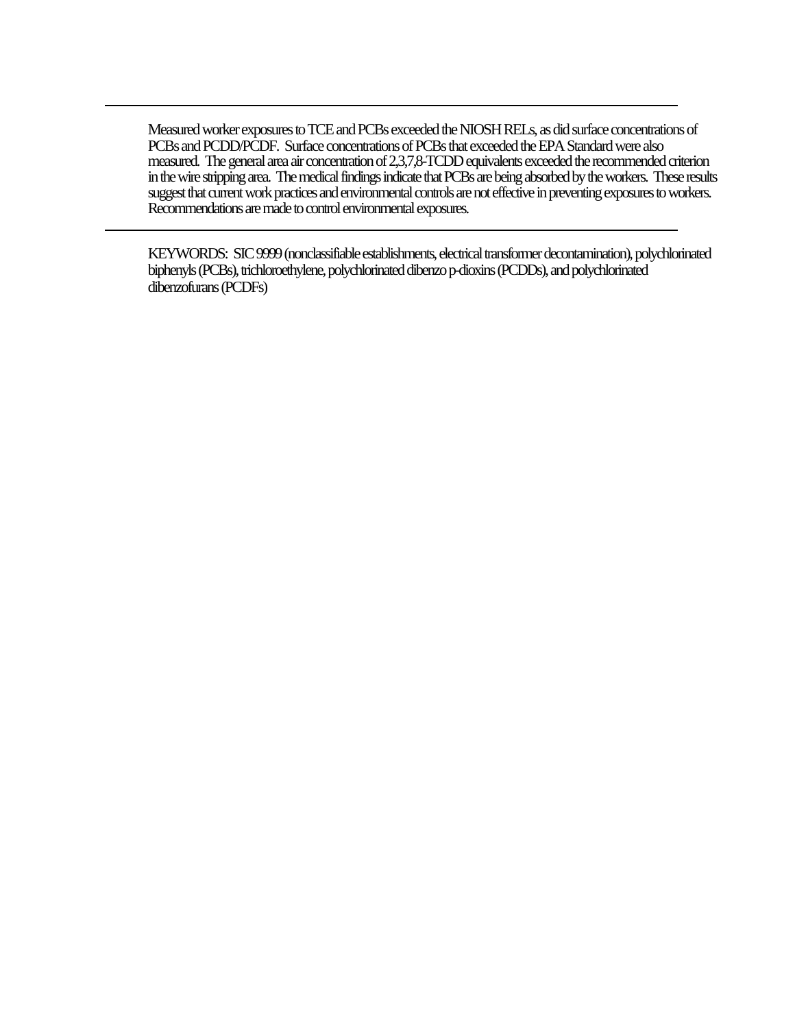---

Measured worker exposures to TCE and PCBs exceeded the NIOSH RELs, as did surface concentrations of PCBs and PCDD/PCDF. Surface concentrations of PCBs that exceeded the EPA Standard were also measured. The general area air concentration of 2,3,7,8-TCDD equivalents exceeded the recommended criterion in the wire stripping area. The medical findings indicate that PCBs are being absorbed by the workers. These results suggest that current work practices and environmental controls are not effective in preventing exposures to workers. Recommendations are made to control environmental exposures.

---

KEYWORDS: SIC 9999 (nonclassifiable establishments, electrical transformer decontamination), polychlorinated biphenyls (PCBs), trichloroethylene, polychlorinated dibenzo p-dioxins (PCDDs), and polychlorinated dibenzofurans (PCDFs)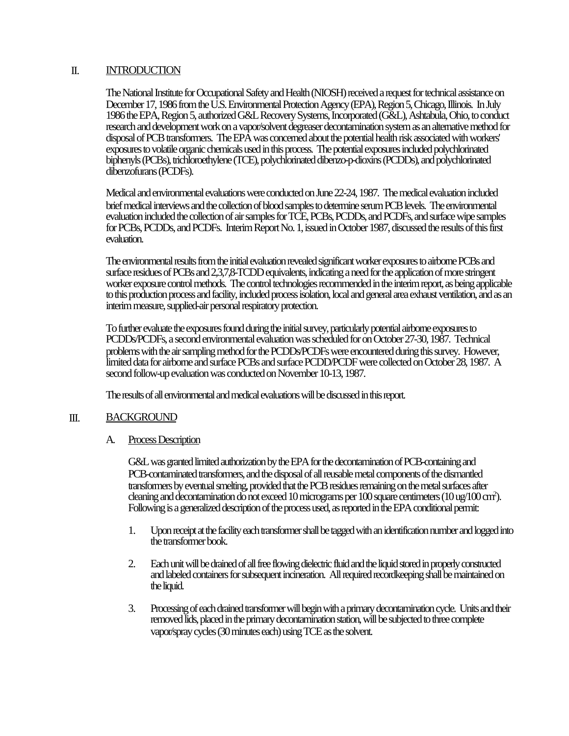## II. INTRODUCTION

The National Institute for Occupational Safety and Health (NIOSH) received a request for technical assistance on December 17, 1986 from the U.S. Environmental Protection Agency (EPA), Region 5, Chicago, Illinois. In July 1986 the EPA, Region 5, authorized G&L Recovery Systems, Incorporated (G&L), Ashtabula, Ohio, to conduct research and development work on a vapor/solvent degreaser decontamination system as an alternative method for disposal of PCB transformers. The EPA was concerned about the potential health risk associated with workers' exposures to volatile organic chemicals used in this process. The potential exposures included polychlorinated biphenyls (PCBs), trichloroethylene (TCE), polychlorinated dibenzo-p-dioxins (PCDDs), and polychlorinated dibenzofurans (PCDFs).

Medical and environmental evaluations were conducted on June 22-24, 1987. The medical evaluation included brief medical interviews and the collection of blood samples to determine serum PCB levels. The environmental evaluation included the collection of air samples for TCE, PCBs, PCDDs, and PCDFs, and surface wipe samples for PCBs, PCDDs, and PCDFs. Interim Report No. 1, issued in October 1987, discussed the results of this first evaluation.

The environmental results from the initial evaluation revealed significant worker exposures to airborne PCBs and surface residues of PCBs and 2,3,7,8-TCDD equivalents, indicating a need for the application of more stringent worker exposure control methods. The control technologies recommended in the interim report, as being applicable to this production process and facility, included process isolation, local and general area exhaust ventilation, and as an interim measure, supplied-air personal respiratory protection.

To further evaluate the exposures found during the initial survey, particularly potential airborne exposures to PCDDs/PCDFs, a second environmental evaluation was scheduled for on October 27-30, 1987. Technical problems with the air sampling method for the PCDDs/PCDFs were encountered during this survey. However, limited data for airborne and surface PCBs and surface PCDD/PCDF were collected on October 28, 1987. A second follow-up evaluation was conducted on November 10-13, 1987.

The results of all environmental and medical evaluations will be discussed in this report.

## III. BACKGROUND

### A. Process Description

G&L was granted limited authorization by the EPA for the decontamination of PCB-containing and PCB-contaminated transformers, and the disposal of all reusable metal components of the dismantled transformers by eventual smelting, provided that the PCB residues remaining on the metal surfaces after cleaning and decontamination do not exceed 10 micrograms per 100 square centimeters (10 ug/100 $cm^2$). Following is a generalized description of the process used, as reported in the EPA conditional permit:

1. Upon receipt at the facility each transformer shall be tagged with an identification number and logged into the transformer book.

2. Each unit will be drained of all free flowing dielectric fluid and the liquid stored in properly constructed and labeled containers for subsequent incineration. All required recordkeeping shall be maintained on the liquid.

3. Processing of each drained transformer will begin with a primary decontamination cycle. Units and their removed lids, placed in the primary decontamination station, will be subjected to three complete vapor/spray cycles (30 minutes each) using TCE as the solvent.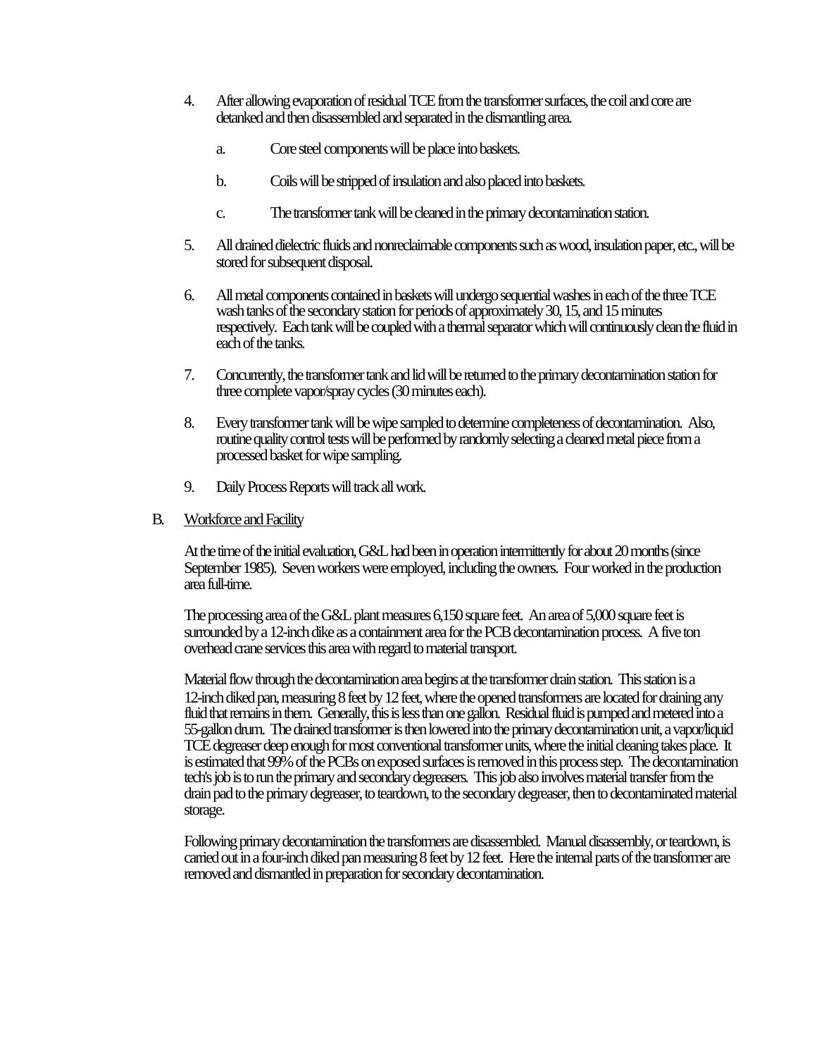4. After allowing evaporation of residual TCE from the transformer surfaces, the coil and core are detanked and then disassembled and separated in the dismantling area.

   a. Core steel components will be place into baskets.

   b. Coils will be stripped of insulation and also placed into baskets.

   c. The transformer tank will be cleaned in the primary decontamination station.

5. All drained dielectric fluids and nonreclaimable components such as wood, insulation paper, etc., will be stored for subsequent disposal.

6. All metal components contained in baskets will undergo sequential washes in each of the three TCE wash tanks of the secondary station for periods of approximately 30, 15, and 15 minutes respectively. Each tank will be coupled with a thermal separator which will continuously clean the fluid in each of the tanks.

7. Concurrently, the transformer tank and lid will be returned to the primary decontamination station for three complete vapor/spray cycles (30 minutes each).

8. Every transformer tank will be wipe sampled to determine completeness of decontamination. Also, routine quality control tests will be performed by randomly selecting a cleaned metal piece from a processed basket for wipe sampling.

9. Daily Process Reports will track all work.

B. <u>Workforce and Facility</u>

At the time of the initial evaluation, G&L had been in operation intermittently for about 20 months (since September 1985). Seven workers were employed, including the owners. Four worked in the production area full-time.

The processing area of the G&L plant measures 6,150 square feet. An area of 5,000 square feet is surrounded by a 12-inch dike as a containment area for the PCB decontamination process. A five ton overhead crane services this area with regard to material transport.

Material flow through the decontamination area begins at the transformer drain station. This station is a 12-inch diked pan, measuring 8 feet by 12 feet, where the opened transformers are located for draining any fluid that remains in them. Generally, this is less than one gallon. Residual fluid is pumped and metered into a 55-gallon drum. The drained transformer is then lowered into the primary decontamination unit, a vapor/liquid TCE degreaser deep enough for most conventional transformer units, where the initial cleaning takes place. It is estimated that 99% of the PCBs on exposed surfaces is removed in this process step. The decontamination tech's job is to run the primary and secondary degreasers. This job also involves material transfer from the drain pad to the primary degreaser, to teardown, to the secondary degreaser, then to decontaminated material storage.

Following primary decontamination the transformers are disassembled. Manual disassembly, or teardown, is carried out in a four-inch diked pan measuring 8 feet by 12 feet. Here the internal parts of the transformer are removed and dismantled in preparation for secondary decontamination.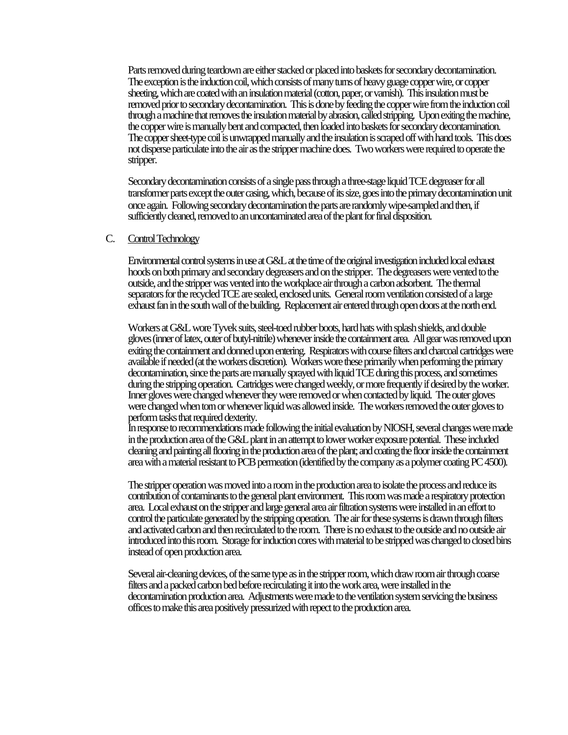Parts removed during teardown are either stacked or placed into baskets for secondary decontamination. The exception is the induction coil, which consists of many turns of heavy guage copper wire, or copper sheeting, which are coated with an insulation material (cotton, paper, or varnish). This insulation must be removed prior to secondary decontamination. This is done by feeding the copper wire from the induction coil through a machine that removes the insulation material by abrasion, called stripping. Upon exiting the machine, the copper wire is manually bent and compacted, then loaded into baskets for secondary decontamination. The copper sheet-type coil is unwrapped manually and the insulation is scraped off with hand tools. This does not disperse particulate into the air as the stripper machine does. Two workers were required to operate the stripper.

Secondary decontamination consists of a single pass through a three-stage liquid TCE degreaser for all transformer parts except the outer casing, which, because of its size, goes into the primary decontamination unit once again. Following secondary decontamination the parts are randomly wipe-sampled and then, if sufficiently cleaned, removed to an uncontaminated area of the plant for final disposition.

C. Control Technology

Environmental control systems in use at G&L at the time of the original investigation included local exhaust hoods on both primary and secondary degreasers and on the stripper. The degreasers were vented to the outside, and the stripper was vented into the workplace air through a carbon adsorbent. The thermal separators for the recycled TCE are sealed, enclosed units. General room ventilation consisted of a large exhaust fan in the south wall of the building. Replacement air entered through open doors at the north end.

Workers at G&L wore Tyvek suits, steel-toed rubber boots, hard hats with splash shields, and double gloves (inner of latex, outer of butyl-nitrile) whenever inside the containment area. All gear was removed upon exiting the containment and donned upon entering. Respirators with course filters and charcoal cartridges were available if needed (at the workers discretion). Workers wore these primarily when performing the primary decontamination, since the parts are manually sprayed with liquid TCE during this process, and sometimes during the stripping operation. Cartridges were changed weekly, or more frequently if desired by the worker. Inner gloves were changed whenever they were removed or when contacted by liquid. The outer gloves were changed when torn or whenever liquid was allowed inside. The workers removed the outer gloves to perform tasks that required dexterity.
In response to recommendations made following the initial evaluation by NIOSH, several changes were made in the production area of the G&L plant in an attempt to lower worker exposure potential. These included cleaning and painting all flooring in the production area of the plant; and coating the floor inside the containment area with a material resistant to PCB permeation (identified by the company as a polymer coating PC 4500).

The stripper operation was moved into a room in the production area to isolate the process and reduce its contribution of contaminants to the general plant environment. This room was made a respiratory protection area. Local exhaust on the stripper and large general area air filtration systems were installed in an effort to control the particulate generated by the stripping operation. The air for these systems is drawn through filters and activated carbon and then recirculated to the room. There is no exhaust to the outside and no outside air introduced into this room. Storage for induction cores with material to be stripped was changed to closed bins instead of open production area.

Several air-cleaning devices, of the same type as in the stripper room, which draw room air through coarse filters and a packed carbon bed before recirculating it into the work area, were installed in the decontamination production area. Adjustments were made to the ventilation system servicing the business offices to make this area positively pressurized with repect to the production area.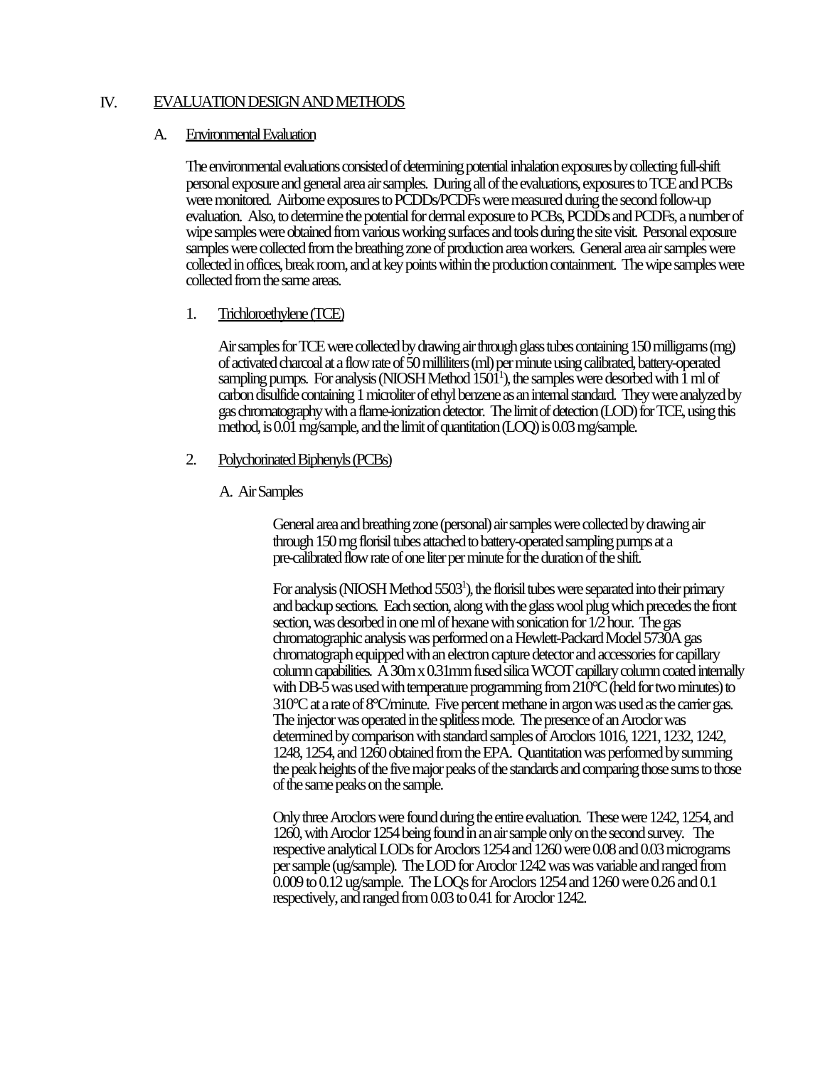## IV. EVALUATION DESIGN AND METHODS

### A. Environmental Evaluation

The environmental evaluations consisted of determining potential inhalation exposures by collecting full-shift personal exposure and general area air samples. During all of the evaluations, exposures to TCE and PCBs were monitored. Airborne exposures to PCDDs/PCDFs were measured during the second follow-up evaluation. Also, to determine the potential for dermal exposure to PCBs, PCDDs and PCDFs, a number of wipe samples were obtained from various working surfaces and tools during the site visit. Personal exposure samples were collected from the breathing zone of production area workers. General area air samples were collected in offices, break room, and at key points within the production containment. The wipe samples were collected from the same areas.

#### 1. Trichloroethylene (TCE)

Air samples for TCE were collected by drawing air through glass tubes containing 150 milligrams (mg) of activated charcoal at a flow rate of 50 milliliters (ml) per minute using calibrated, battery-operated sampling pumps. For analysis (NIOSH Method 1501[1]), the samples were desorbed with 1 ml of carbon disulfide containing 1 microliter of ethyl benzene as an internal standard. They were analyzed by gas chromatography with a flame-ionization detector. The limit of detection (LOD) for TCE, using this method, is 0.01 mg/sample, and the limit of quantitation (LOQ) is 0.03 mg/sample.

#### 2. Polychorinated Biphenyls (PCBs)

##### A. Air Samples

General area and breathing zone (personal) air samples were collected by drawing air through 150 mg florisil tubes attached to battery-operated sampling pumps at a pre-calibrated flow rate of one liter per minute for the duration of the shift.

For analysis (NIOSH Method 5503[1]), the florisil tubes were separated into their primary and backup sections. Each section, along with the glass wool plug which precedes the front section, was desorbed in one ml of hexane with sonication for 1/2 hour. The gas chromatographic analysis was performed on a Hewlett-Packard Model 5730A gas chromatograph equipped with an electron capture detector and accessories for capillary column capabilities. A 30m x 0.31mm fused silica WCOT capillary column coated internally with DB-5 was used with temperature programming from 210°C (held for two minutes) to 310°C at a rate of 8°C/minute. Five percent methane in argon was used as the carrier gas. The injector was operated in the splitless mode. The presence of an Aroclor was determined by comparison with standard samples of Aroclors 1016, 1221, 1232, 1242, 1248, 1254, and 1260 obtained from the EPA. Quantitation was performed by summing the peak heights of the five major peaks of the standards and comparing those sums to those of the same peaks on the sample.

Only three Aroclors were found during the entire evaluation. These were 1242, 1254, and 1260, with Aroclor 1254 being found in an air sample only on the second survey. The respective analytical LODs for Aroclors 1254 and 1260 were 0.08 and 0.03 micrograms per sample (ug/sample). The LOD for Aroclor 1242 was was variable and ranged from 0.009 to 0.12 ug/sample. The LOQs for Aroclors 1254 and 1260 were 0.26 and 0.1 respectively, and ranged from 0.03 to 0.41 for Aroclor 1242.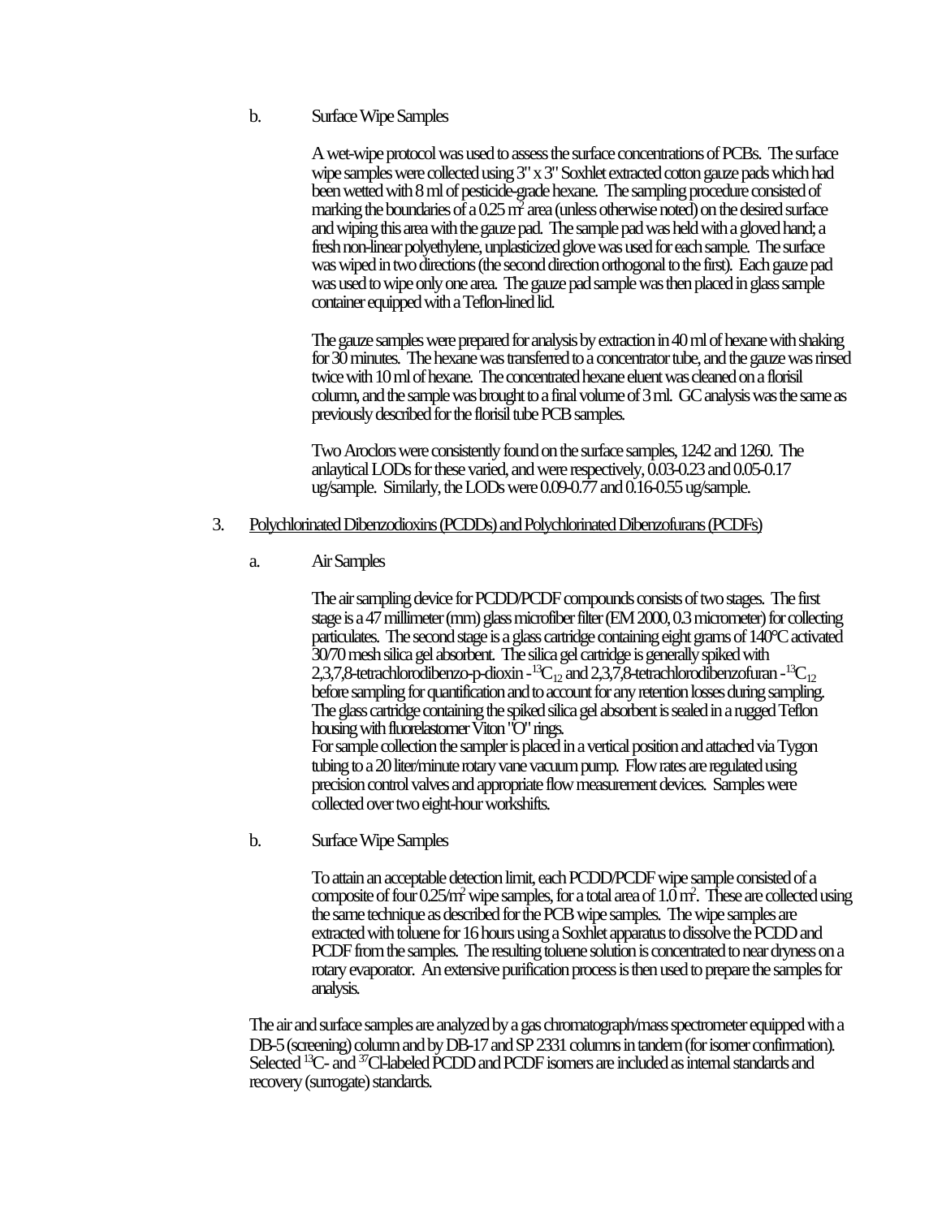b. Surface Wipe Samples

A wet-wipe protocol was used to assess the surface concentrations of PCBs. The surface wipe samples were collected using 3" x 3" Soxhlet extracted cotton gauze pads which had been wetted with 8 ml of pesticide-grade hexane. The sampling procedure consisted of marking the boundaries of a 0.25 $m^2$ area (unless otherwise noted) on the desired surface and wiping this area with the gauze pad. The sample pad was held with a gloved hand; a fresh non-linear polyethylene, unplasticized glove was used for each sample. The surface was wiped in two directions (the second direction orthogonal to the first). Each gauze pad was used to wipe only one area. The gauze pad sample was then placed in glass sample container equipped with a Teflon-lined lid.

The gauze samples were prepared for analysis by extraction in 40 ml of hexane with shaking for 30 minutes. The hexane was transferred to a concentrator tube, and the gauze was rinsed twice with 10 ml of hexane. The concentrated hexane eluent was cleaned on a florisil column, and the sample was brought to a final volume of 3 ml. GC analysis was the same as previously described for the florisil tube PCB samples.

Two Aroclors were consistently found on the surface samples, 1242 and 1260. The anlaytical LODs for these varied, and were respectively, 0.03-0.23 and 0.05-0.17 ug/sample. Similarly, the LODs were 0.09-0.77 and 0.16-0.55 ug/sample.

3. Polychlorinated Dibenzodioxins (PCDDs) and Polychlorinated Dibenzofurans (PCDFs)

a. Air Samples

The air sampling device for PCDD/PCDF compounds consists of two stages. The first stage is a 47 millimeter (mm) glass microfiber filter (EM 2000, 0.3 micrometer) for collecting particulates. The second stage is a glass cartridge containing eight grams of 140°C activated 30/70 mesh silica gel absorbent. The silica gel cartridge is generally spiked with 2,3,7,8-tetrachlorodibenzo-p-dioxin -$^{13}C_{12}$ and 2,3,7,8-tetrachlorodibenzofuran -$^{13}C_{12}$ before sampling for quantification and to account for any retention losses during sampling. The glass cartridge containing the spiked silica gel absorbent is sealed in a rugged Teflon housing with fluorelastomer Viton "O" rings.
For sample collection the sampler is placed in a vertical position and attached via Tygon tubing to a 20 liter/minute rotary vane vacuum pump. Flow rates are regulated using precision control valves and appropriate flow measurement devices. Samples were collected over two eight-hour workshifts.

b. Surface Wipe Samples

To attain an acceptable detection limit, each PCDD/PCDF wipe sample consisted of a composite of four 0.25/$m^2$ wipe samples, for a total area of 1.0 $m^2$. These are collected using the same technique as described for the PCB wipe samples. The wipe samples are extracted with toluene for 16 hours using a Soxhlet apparatus to dissolve the PCDD and PCDF from the samples. The resulting toluene solution is concentrated to near dryness on a rotary evaporator. An extensive purification process is then used to prepare the samples for analysis.

The air and surface samples are analyzed by a gas chromatograph/mass spectrometer equipped with a DB-5 (screening) column and by DB-17 and SP 2331 columns in tandem (for isomer confirmation). Selected $^{13}C$- and $^{37}Cl$-labeled PCDD and PCDF isomers are included as internal standards and recovery (surrogate) standards.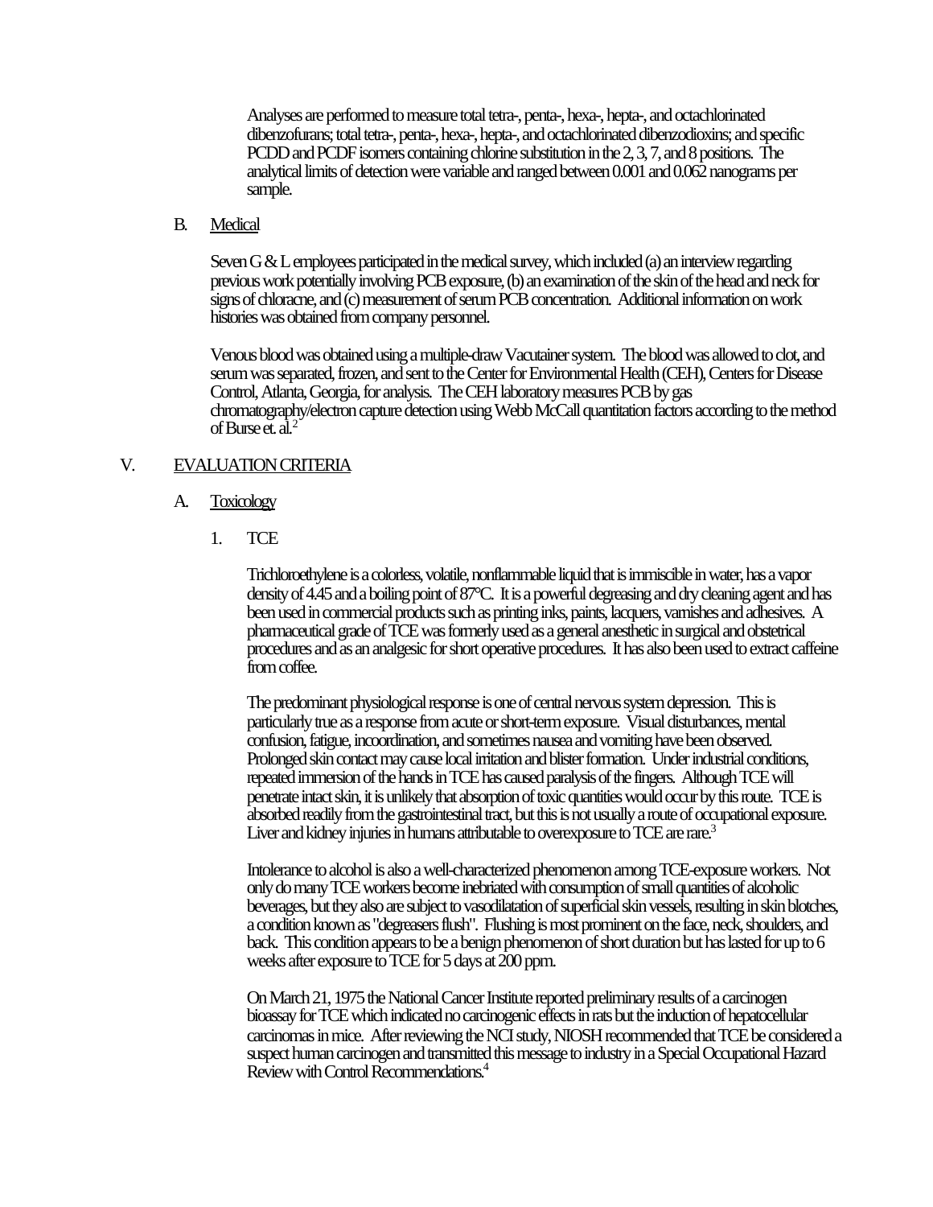Analyses are performed to measure total tetra-, penta-, hexa-, hepta-, and octachlorinated dibenzofurans; total tetra-, penta-, hexa-, hepta-, and octachlorinated dibenzodioxins; and specific PCDD and PCDF isomers containing chlorine substitution in the 2, 3, 7, and 8 positions. The analytical limits of detection were variable and ranged between 0.001 and 0.062 nanograms per sample.

### B. Medical

Seven G & L employees participated in the medical survey, which included (a) an interview regarding previous work potentially involving PCB exposure, (b) an examination of the skin of the head and neck for signs of chloracne, and (c) measurement of serum PCB concentration. Additional information on work histories was obtained from company personnel.

Venous blood was obtained using a multiple-draw Vacutainer system. The blood was allowed to clot, and serum was separated, frozen, and sent to the Center for Environmental Health (CEH), Centers for Disease Control, Atlanta, Georgia, for analysis. The CEH laboratory measures PCB by gas chromatography/electron capture detection using Webb McCall quantitation factors according to the method of Burse et. al.[2]

## V. EVALUATION CRITERIA

### A. Toxicology

#### 1. TCE

Trichloroethylene is a colorless, volatile, nonflammable liquid that is immiscible in water, has a vapor density of 4.45 and a boiling point of 87°C. It is a powerful degreasing and dry cleaning agent and has been used in commercial products such as printing inks, paints, lacquers, varnishes and adhesives. A pharmaceutical grade of TCE was formerly used as a general anesthetic in surgical and obstetrical procedures and as an analgesic for short operative procedures. It has also been used to extract caffeine from coffee.

The predominant physiological response is one of central nervous system depression. This is particularly true as a response from acute or short-term exposure. Visual disturbances, mental confusion, fatigue, incoordination, and sometimes nausea and vomiting have been observed. Prolonged skin contact may cause local irritation and blister formation. Under industrial conditions, repeated immersion of the hands in TCE has caused paralysis of the fingers. Although TCE will penetrate intact skin, it is unlikely that absorption of toxic quantities would occur by this route. TCE is absorbed readily from the gastrointestinal tract, but this is not usually a route of occupational exposure. Liver and kidney injuries in humans attributable to overexposure to TCE are rare.[3]

Intolerance to alcohol is also a well-characterized phenomenon among TCE-exposure workers. Not only do many TCE workers become inebriated with consumption of small quantities of alcoholic beverages, but they also are subject to vasodilatation of superficial skin vessels, resulting in skin blotches, a condition known as "degreasers flush". Flushing is most prominent on the face, neck, shoulders, and back. This condition appears to be a benign phenomenon of short duration but has lasted for up to 6 weeks after exposure to TCE for 5 days at 200 ppm.

On March 21, 1975 the National Cancer Institute reported preliminary results of a carcinogen bioassay for TCE which indicated no carcinogenic effects in rats but the induction of hepatocellular carcinomas in mice. After reviewing the NCI study, NIOSH recommended that TCE be considered a suspect human carcinogen and transmitted this message to industry in a Special Occupational Hazard Review with Control Recommendations.[4]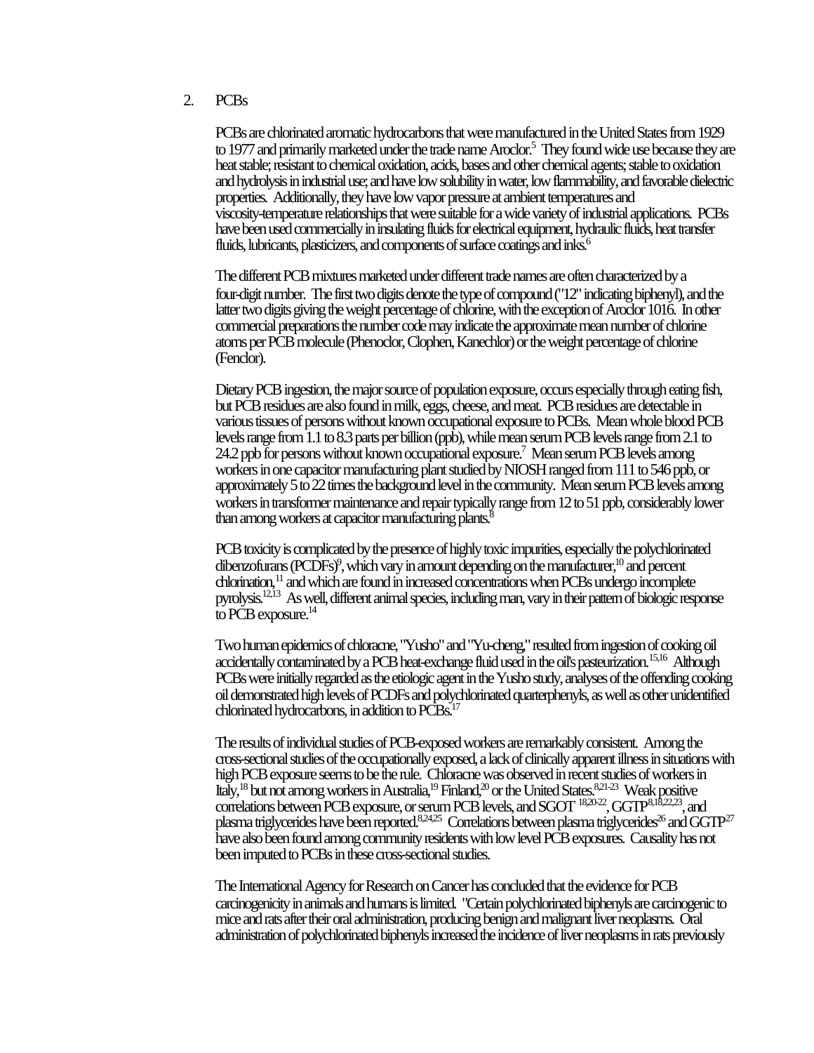2. PCBs

PCBs are chlorinated aromatic hydrocarbons that were manufactured in the United States from 1929 to 1977 and primarily marketed under the trade name Aroclor.[5] They found wide use because they are heat stable; resistant to chemical oxidation, acids, bases and other chemical agents; stable to oxidation and hydrolysis in industrial use; and have low solubility in water, low flammability, and favorable dielectric properties. Additionally, they have low vapor pressure at ambient temperatures and viscosity-temperature relationships that were suitable for a wide variety of industrial applications. PCBs have been used commercially in insulating fluids for electrical equipment, hydraulic fluids, heat transfer fluids, lubricants, plasticizers, and components of surface coatings and inks.[6]

The different PCB mixtures marketed under different trade names are often characterized by a four-digit number. The first two digits denote the type of compound ("12" indicating biphenyl), and the latter two digits giving the weight percentage of chlorine, with the exception of Aroclor 1016. In other commercial preparations the number code may indicate the approximate mean number of chlorine atoms per PCB molecule (Phenoclor, Clophen, Kanechlor) or the weight percentage of chlorine (Fenclor).

Dietary PCB ingestion, the major source of population exposure, occurs especially through eating fish, but PCB residues are also found in milk, eggs, cheese, and meat. PCB residues are detectable in various tissues of persons without known occupational exposure to PCBs. Mean whole blood PCB levels range from 1.1 to 8.3 parts per billion (ppb), while mean serum PCB levels range from 2.1 to 24.2 ppb for persons without known occupational exposure.[7] Mean serum PCB levels among workers in one capacitor manufacturing plant studied by NIOSH ranged from 111 to 546 ppb, or approximately 5 to 22 times the background level in the community. Mean serum PCB levels among workers in transformer maintenance and repair typically range from 12 to 51 ppb, considerably lower than among workers at capacitor manufacturing plants.[8]

PCB toxicity is complicated by the presence of highly toxic impurities, especially the polychlorinated dibenzofurans (PCDFs)[9], which vary in amount depending on the manufacturer,[10] and percent chlorination,[11] and which are found in increased concentrations when PCBs undergo incomplete pyrolysis.[12,13] As well, different animal species, including man, vary in their pattern of biologic response to PCB exposure.[14]

Two human epidemics of chloracne, "Yusho" and "Yu-cheng," resulted from ingestion of cooking oil accidentally contaminated by a PCB heat-exchange fluid used in the oil's pasteurization.[15,16] Although PCBs were initially regarded as the etiologic agent in the Yusho study, analyses of the offending cooking oil demonstrated high levels of PCDFs and polychlorinated quarterphenyls, as well as other unidentified chlorinated hydrocarbons, in addition to PCBs.[17]

The results of individual studies of PCB-exposed workers are remarkably consistent. Among the cross-sectional studies of the occupationally exposed, a lack of clinically apparent illness in situations with high PCB exposure seems to be the rule. Chloracne was observed in recent studies of workers in Italy,[18] but not among workers in Australia,[19] Finland,[20] or the United States.[8,21-23] Weak positive correlations between PCB exposure, or serum PCB levels, and SGOT [18,20-22], GGTP[8,18,22,23], and plasma triglycerides have been reported.[8,24,25] Correlations between plasma triglycerides[26] and GGTP[27] have also been found among community residents with low level PCB exposures. Causality has not been imputed to PCBs in these cross-sectional studies.

The International Agency for Research on Cancer has concluded that the evidence for PCB carcinogenicity in animals and humans is limited. "Certain polychlorinated biphenyls are carcinogenic to mice and rats after their oral administration, producing benign and malignant liver neoplasms. Oral administration of polychlorinated biphenyls increased the incidence of liver neoplasms in rats previously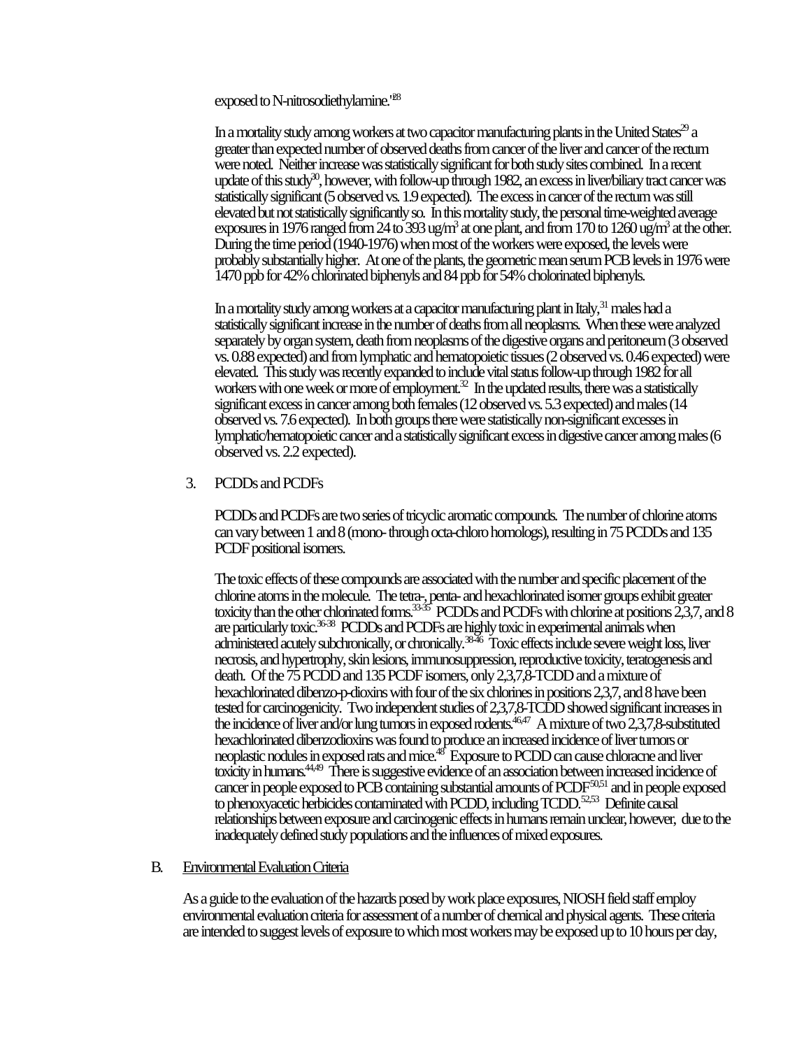exposed to N-nitrosodiethylamine.'[28]

In a mortality study among workers at two capacitor manufacturing plants in the United States[29] a greater than expected number of observed deaths from cancer of the liver and cancer of the rectum were noted. Neither increase was statistically significant for both study sites combined. In a recent update of this study[30], however, with follow-up through 1982, an excess in liver/biliary tract cancer was statistically significant (5 observed vs. 1.9 expected). The excess in cancer of the rectum was still elevated but not statistically significantly so. In this mortality study, the personal time-weighted average exposures in 1976 ranged from 24 to 393 ug/m$^3$ at one plant, and from 170 to 1260 ug/m$^3$ at the other. During the time period (1940-1976) when most of the workers were exposed, the levels were probably substantially higher. At one of the plants, the geometric mean serum PCB levels in 1976 were 1470 ppb for 42% chlorinated biphenyls and 84 ppb for 54% cholorinated biphenyls.

In a mortality study among workers at a capacitor manufacturing plant in Italy,[31] males had a statistically significant increase in the number of deaths from all neoplasms. When these were analyzed separately by organ system, death from neoplasms of the digestive organs and peritoneum (3 observed vs. 0.88 expected) and from lymphatic and hematopoietic tissues (2 observed vs. 0.46 expected) were elevated. This study was recently expanded to include vital status follow-up through 1982 for all workers with one week or more of employment.[32] In the updated results, there was a statistically significant excess in cancer among both females (12 observed vs. 5.3 expected) and males (14 observed vs. 7.6 expected). In both groups there were statistically non-significant excesses in lymphatic/hematopoietic cancer and a statistically significant excess in digestive cancer among males (6 observed vs. 2.2 expected).

3. PCDDs and PCDFs

PCDDs and PCDFs are two series of tricyclic aromatic compounds. The number of chlorine atoms can vary between 1 and 8 (mono- through octa-chloro homologs), resulting in 75 PCDDs and 135 PCDF positional isomers.

The toxic effects of these compounds are associated with the number and specific placement of the chlorine atoms in the molecule. The tetra-, penta- and hexachlorinated isomer groups exhibit greater toxicity than the other chlorinated forms.[33-35] PCDDs and PCDFs with chlorine at positions 2,3,7, and 8 are particularly toxic.[36-38] PCDDs and PCDFs are highly toxic in experimental animals when administered acutely subchronically, or chronically.[38-46] Toxic effects include severe weight loss, liver necrosis, and hypertrophy, skin lesions, immunosuppression, reproductive toxicity, teratogenesis and death. Of the 75 PCDD and 135 PCDF isomers, only 2,3,7,8-TCDD and a mixture of hexachlorinated dibenzo-p-dioxins with four of the six chlorines in positions 2,3,7, and 8 have been tested for carcinogenicity. Two independent studies of 2,3,7,8-TCDD showed significant increases in the incidence of liver and/or lung tumors in exposed rodents.[46,47] A mixture of two 2,3,7,8-substituted hexachlorinated dibenzodioxins was found to produce an increased incidence of liver tumors or neoplastic nodules in exposed rats and mice.[48] Exposure to PCDD can cause chloracne and liver toxicity in humans.[44,49] There is suggestive evidence of an association between increased incidence of cancer in people exposed to PCB containing substantial amounts of PCDF[50,51] and in people exposed to phenoxyacetic herbicides contaminated with PCDD, including TCDD.[52,53] Definite causal relationships between exposure and carcinogenic effects in humans remain unclear, however, due to the inadequately defined study populations and the influences of mixed exposures.

B. Environmental Evaluation Criteria

As a guide to the evaluation of the hazards posed by work place exposures, NIOSH field staff employ environmental evaluation criteria for assessment of a number of chemical and physical agents. These criteria are intended to suggest levels of exposure to which most workers may be exposed up to 10 hours per day,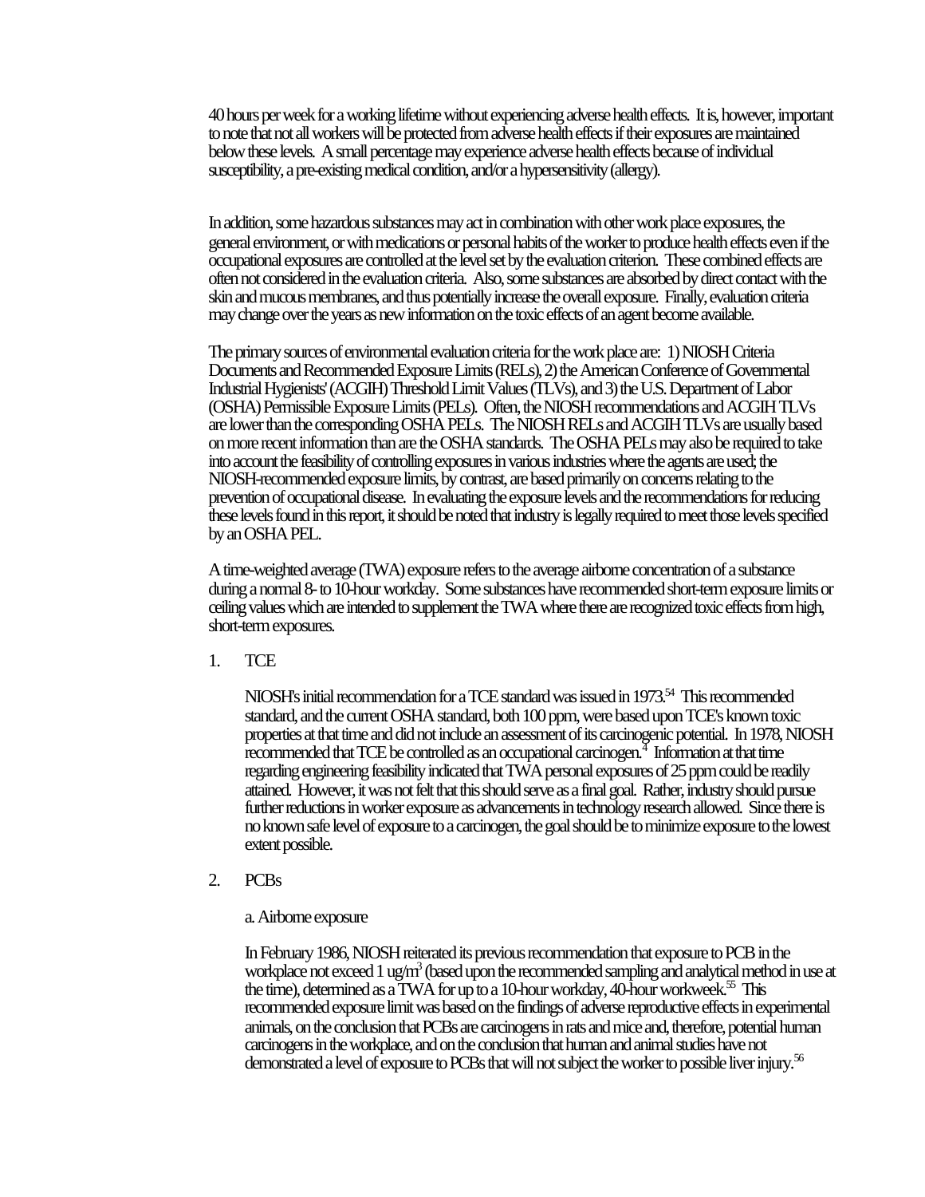40 hours per week for a working lifetime without experiencing adverse health effects. It is, however, important to note that not all workers will be protected from adverse health effects if their exposures are maintained below these levels. A small percentage may experience adverse health effects because of individual susceptibility, a pre-existing medical condition, and/or a hypersensitivity (allergy).

In addition, some hazardous substances may act in combination with other work place exposures, the general environment, or with medications or personal habits of the worker to produce health effects even if the occupational exposures are controlled at the level set by the evaluation criterion. These combined effects are often not considered in the evaluation criteria. Also, some substances are absorbed by direct contact with the skin and mucous membranes, and thus potentially increase the overall exposure. Finally, evaluation criteria may change over the years as new information on the toxic effects of an agent become available.

The primary sources of environmental evaluation criteria for the work place are: 1) NIOSH Criteria Documents and Recommended Exposure Limits (RELs), 2) the American Conference of Governmental Industrial Hygienists' (ACGIH) Threshold Limit Values (TLVs), and 3) the U.S. Department of Labor (OSHA) Permissible Exposure Limits (PELs). Often, the NIOSH recommendations and ACGIH TLVs are lower than the corresponding OSHA PELs. The NIOSH RELs and ACGIH TLVs are usually based on more recent information than are the OSHA standards. The OSHA PELs may also be required to take into account the feasibility of controlling exposures in various industries where the agents are used; the NIOSH-recommended exposure limits, by contrast, are based primarily on concerns relating to the prevention of occupational disease. In evaluating the exposure levels and the recommendations for reducing these levels found in this report, it should be noted that industry is legally required to meet those levels specified by an OSHA PEL.

A time-weighted average (TWA) exposure refers to the average airborne concentration of a substance during a normal 8- to 10-hour workday. Some substances have recommended short-term exposure limits or ceiling values which are intended to supplement the TWA where there are recognized toxic effects from high, short-term exposures.

1. TCE

NIOSH's initial recommendation for a TCE standard was issued in 1973.[54] This recommended standard, and the current OSHA standard, both 100 ppm, were based upon TCE's known toxic properties at that time and did not include an assessment of its carcinogenic potential. In 1978, NIOSH recommended that TCE be controlled as an occupational carcinogen.[4] Information at that time regarding engineering feasibility indicated that TWA personal exposures of 25 ppm could be readily attained. However, it was not felt that this should serve as a final goal. Rather, industry should pursue further reductions in worker exposure as advancements in technology research allowed. Since there is no known safe level of exposure to a carcinogen, the goal should be to minimize exposure to the lowest extent possible.

2. PCBs

a. Airborne exposure

In February 1986, NIOSH reiterated its previous recommendation that exposure to PCB in the workplace not exceed 1 ug/m$^3$ (based upon the recommended sampling and analytical method in use at the time), determined as a TWA for up to a 10-hour workday, 40-hour workweek.[55] This recommended exposure limit was based on the findings of adverse reproductive effects in experimental animals, on the conclusion that PCBs are carcinogens in rats and mice and, therefore, potential human carcinogens in the workplace, and on the conclusion that human and animal studies have not demonstrated a level of exposure to PCBs that will not subject the worker to possible liver injury.[56]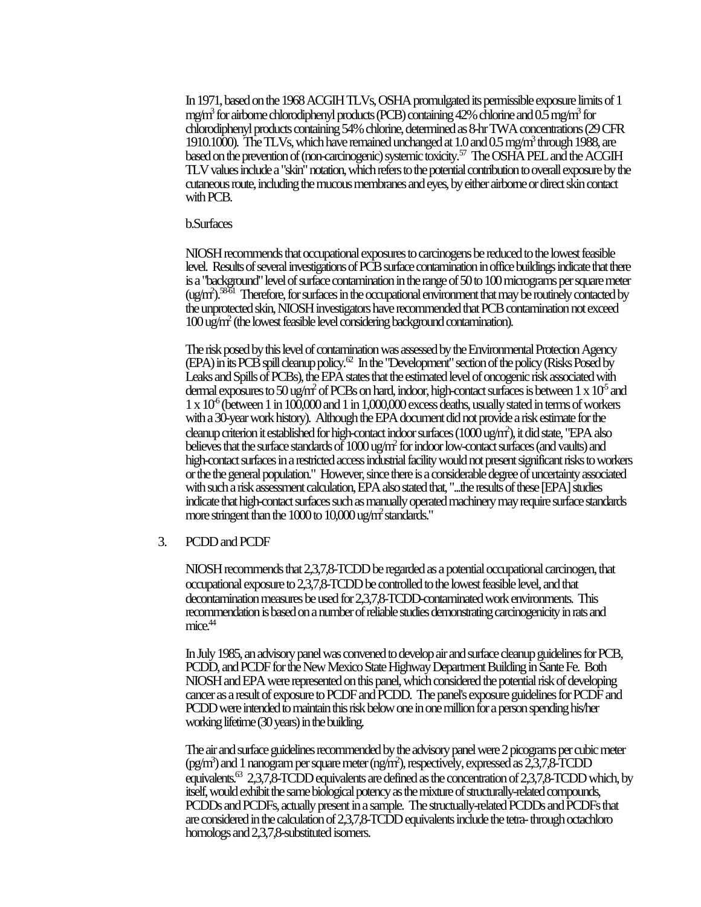In 1971, based on the 1968 ACGIH TLVs, OSHA promulgated its permissible exposure limits of 1 $mg/m^3$ for airborne chlorodiphenyl products (PCB) containing 42% chlorine and 0.5 $mg/m^3$ for chlorodiphenyl products containing 54% chlorine, determined as 8-hr TWA concentrations (29 CFR 1910.1000). The TLVs, which have remained unchanged at 1.0 and 0.5 $mg/m^3$ through 1988, are based on the prevention of (non-carcinogenic) systemic toxicity.[57] The OSHA PEL and the ACGIH TLV values include a "skin" notation, which refers to the potential contribution to overall exposure by the cutaneous route, including the mucous membranes and eyes, by either airborne or direct skin contact with PCB.

b.Surfaces

NIOSH recommends that occupational exposures to carcinogens be reduced to the lowest feasible level. Results of several investigations of PCB surface contamination in office buildings indicate that there is a "background" level of surface contamination in the range of 50 to 100 micrograms per square meter ($ug/m^2$).[58-61] Therefore, for surfaces in the occupational environment that may be routinely contacted by the unprotected skin, NIOSH investigators have recommended that PCB contamination not exceed 100 $ug/m^2$ (the lowest feasible level considering background contamination).

The risk posed by this level of contamination was assessed by the Environmental Protection Agency (EPA) in its PCB spill cleanup policy.[62] In the "Development" section of the policy (Risks Posed by Leaks and Spills of PCBs), the EPA states that the estimated level of oncogenic risk associated with dermal exposures to 50 $ug/m^2$ of PCBs on hard, indoor, high-contact surfaces is between $1 \times 10^{-5}$ and $1 \times 10^{-6}$ (between 1 in 100,000 and 1 in 1,000,000 excess deaths, usually stated in terms of workers with a 30-year work history). Although the EPA document did not provide a risk estimate for the cleanup criterion it established for high-contact indoor surfaces (1000 $ug/m^2$), it did state, "EPA also believes that the surface standards of 1000 $ug/m^2$ for indoor low-contact surfaces (and vaults) and high-contact surfaces in a restricted access industrial facility would not present significant risks to workers or the the general population." However, since there is a considerable degree of uncertainty associated with such a risk assessment calculation, EPA also stated that, "...the results of these [EPA] studies indicate that high-contact surfaces such as manually operated machinery may require surface standards more stringent than the 1000 to 10,000 $ug/m^2$ standards."

3. PCDD and PCDF

NIOSH recommends that 2,3,7,8-TCDD be regarded as a potential occupational carcinogen, that occupational exposure to 2,3,7,8-TCDD be controlled to the lowest feasible level, and that decontamination measures be used for 2,3,7,8-TCDD-contaminated work environments. This recommendation is based on a number of reliable studies demonstrating carcinogenicity in rats and mice.[44]

In July 1985, an advisory panel was convened to develop air and surface cleanup guidelines for PCB, PCDD, and PCDF for the New Mexico State Highway Department Building in Sante Fe. Both NIOSH and EPA were represented on this panel, which considered the potential risk of developing cancer as a result of exposure to PCDF and PCDD. The panel's exposure guidelines for PCDF and PCDD were intended to maintain this risk below one in one million for a person spending his/her working lifetime (30 years) in the building.

The air and surface guidelines recommended by the advisory panel were 2 picograms per cubic meter ($pg/m^3$) and 1 nanogram per square meter ($ng/m^2$), respectively, expressed as 2,3,7,8-TCDD equivalents.[63] 2,3,7,8-TCDD equivalents are defined as the concentration of 2,3,7,8-TCDD which, by itself, would exhibit the same biological potency as the mixture of structurally-related compounds, PCDDs and PCDFs, actually present in a sample. The structurally-related PCDDs and PCDFs that are considered in the calculation of 2,3,7,8-TCDD equivalents include the tetra- through octachloro homologs and 2,3,7,8-substituted isomers.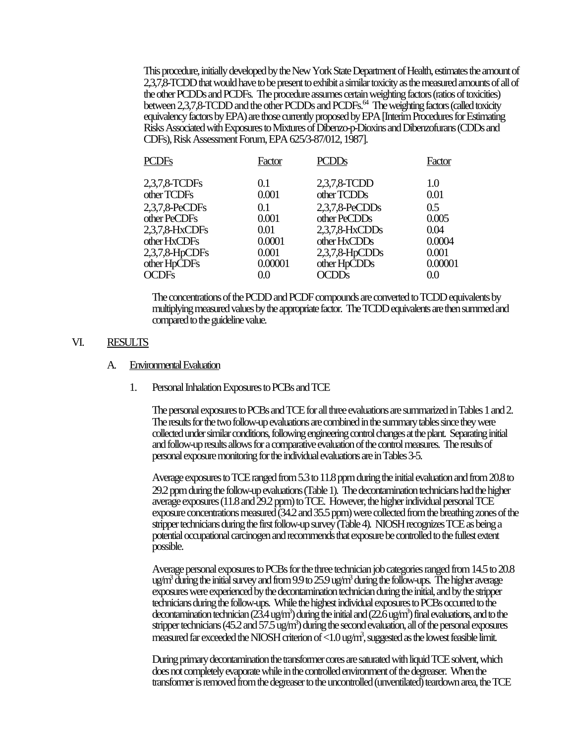This procedure, initially developed by the New York State Department of Health, estimates the amount of 2,3,7,8-TCDD that would have to be present to exhibit a similar toxicity as the measured amounts of all of the other PCDDs and PCDFs. The procedure assumes certain weighting factors (ratios of toxicities) between 2,3,7,8-TCDD and the other PCDDs and PCDFs.[64] The weighting factors (called toxicity equivalency factors by EPA) are those currently proposed by EPA [Interim Procedures for Estimating Risks Associated with Exposures to Mixtures of Dibenzo-p-Dioxins and Dibenzofurans (CDDs and CDFs), Risk Assessment Forum, EPA 625/3-87/012, 1987].

| PCDFs | Factor | PCDDs | Factor |
|---|---|---|---|
| 2,3,7,8-TCDFs | 0.1 | 2,3,7,8-TCDD | 1.0 |
| other TCDFs | 0.001 | other TCDDs | 0.01 |
| 2,3,7,8-PeCDFs | 0.1 | 2,3,7,8-PeCDDs | 0.5 |
| other PeCDFs | 0.001 | other PeCDDs | 0.005 |
| 2,3,7,8-HxCDFs | 0.01 | 2,3,7,8-HxCDDs | 0.04 |
| other HxCDFs | 0.0001 | other HxCDDs | 0.0004 |
| 2,3,7,8-HpCDFs | 0.001 | 2,3,7,8-HpCDDs | 0.001 |
| other HpCDFs | 0.00001 | other HpCDDs | 0.00001 |
| OCDFs | 0.0 | OCDDs | 0.0 |

The concentrations of the PCDD and PCDF compounds are converted to TCDD equivalents by multiplying measured values by the appropriate factor. The TCDD equivalents are then summed and compared to the guideline value.

## VI. RESULTS

### A. Environmental Evaluation

#### 1. Personal Inhalation Exposures to PCBs and TCE

The personal exposures to PCBs and TCE for all three evaluations are summarized in Tables 1 and 2. The results for the two follow-up evaluations are combined in the summary tables since they were collected under similar conditions, following engineering control changes at the plant. Separating initial and follow-up results allows for a comparative evaluation of the control measures. The results of personal exposure monitoring for the individual evaluations are in Tables 3-5.

Average exposures to TCE ranged from 5.3 to 11.8 ppm during the initial evaluation and from 20.8 to 29.2 ppm during the follow-up evaluations (Table 1). The decontamination technicians had the higher average exposures (11.8 and 29.2 ppm) to TCE. However, the higher individual personal TCE exposure concentrations measured (34.2 and 35.5 ppm) were collected from the breathing zones of the stripper technicians during the first follow-up survey (Table 4). NIOSH recognizes TCE as being a potential occupational carcinogen and recommends that exposure be controlled to the fullest extent possible.

Average personal exposures to PCBs for the three technician job categories ranged from 14.5 to 20.8 $ug/m^3$ during the initial survey and from 9.9 to 25.9 $ug/m^3$ during the follow-ups. The higher average exposures were experienced by the decontamination technician during the initial, and by the stripper technicians during the follow-ups. While the highest individual exposures to PCBs occurred to the decontamination technician (23.4 $ug/m^3$) during the initial and (22.6 $ug/m^3$) final evaluations, and to the stripper technicians (45.2 and 57.5 $ug/m^3$) during the second evaluation, all of the personal exposures measured far exceeded the NIOSH criterion of <1.0 $ug/m^3$, suggested as the lowest feasible limit.

During primary decontamination the transformer cores are saturated with liquid TCE solvent, which does not completely evaporate while in the controlled environment of the degreaser. When the transformer is removed from the degreaser to the uncontrolled (unventilated) teardown area, the TCE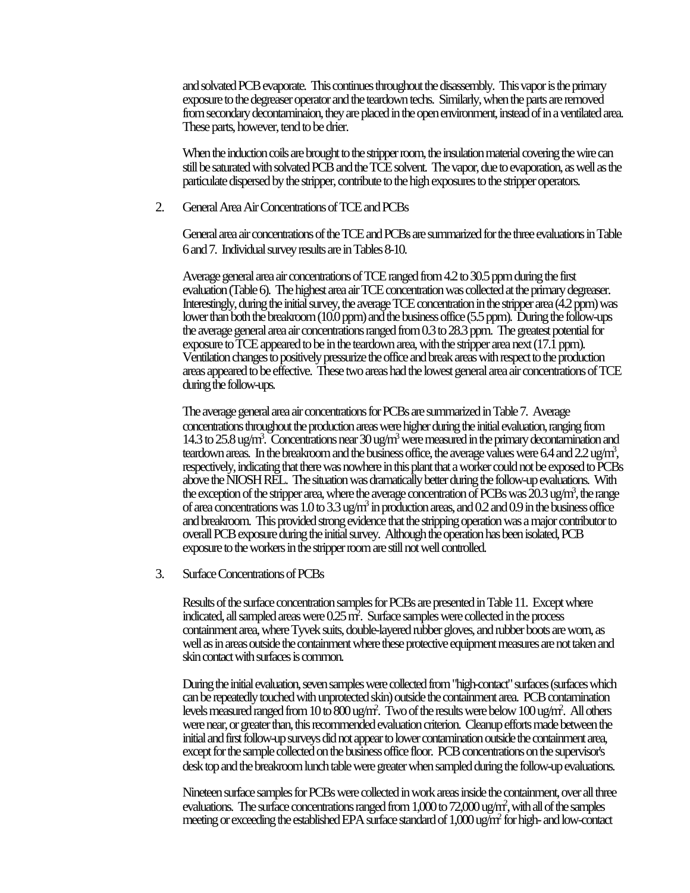and solvated PCB evaporate. This continues throughout the disassembly. This vapor is the primary exposure to the degreaser operator and the teardown techs. Similarly, when the parts are removed from secondary decontaminaion, they are placed in the open environment, instead of in a ventilated area. These parts, however, tend to be drier.

When the induction coils are brought to the stripper room, the insulation material covering the wire can still be saturated with solvated PCB and the TCE solvent. The vapor, due to evaporation, as well as the particulate dispersed by the stripper, contribute to the high exposures to the stripper operators.

2. General Area Air Concentrations of TCE and PCBs

General area air concentrations of the TCE and PCBs are summarized for the three evaluations in Table 6 and 7. Individual survey results are in Tables 8-10.

Average general area air concentrations of TCE ranged from 4.2 to 30.5 ppm during the first evaluation (Table 6). The highest area air TCE concentration was collected at the primary degreaser. Interestingly, during the initial survey, the average TCE concentration in the stripper area (4.2 ppm) was lower than both the breakroom (10.0 ppm) and the business office (5.5 ppm). During the follow-ups the average general area air concentrations ranged from 0.3 to 28.3 ppm. The greatest potential for exposure to TCE appeared to be in the teardown area, with the stripper area next (17.1 ppm). Ventilation changes to positively pressurize the office and break areas with respect to the production areas appeared to be effective. These two areas had the lowest general area air concentrations of TCE during the follow-ups.

The average general area air concentrations for PCBs are summarized in Table 7. Average concentrations throughout the production areas were higher during the initial evaluation, ranging from 14.3 to 25.8 ug/m$^3$. Concentrations near 30 ug/m$^3$ were measured in the primary decontamination and teardown areas. In the breakroom and the business office, the average values were 6.4 and 2.2 ug/m$^3$, respectively, indicating that there was nowhere in this plant that a worker could not be exposed to PCBs above the NIOSH REL. The situation was dramatically better during the follow-up evaluations. With the exception of the stripper area, where the average concentration of PCBs was 20.3 ug/m$^3$, the range of area concentrations was 1.0 to 3.3 ug/m$^3$ in production areas, and 0.2 and 0.9 in the business office and breakroom. This provided strong evidence that the stripping operation was a major contributor to overall PCB exposure during the initial survey. Although the operation has been isolated, PCB exposure to the workers in the stripper room are still not well controlled.

3. Surface Concentrations of PCBs

Results of the surface concentration samples for PCBs are presented in Table 11. Except where indicated, all sampled areas were 0.25 m$^2$. Surface samples were collected in the process containment area, where Tyvek suits, double-layered rubber gloves, and rubber boots are worn, as well as in areas outside the containment where these protective equipment measures are not taken and skin contact with surfaces is common.

During the initial evaluation, seven samples were collected from "high-contact" surfaces (surfaces which can be repeatedly touched with unprotected skin) outside the containment area. PCB contamination levels measured ranged from 10 to 800 ug/m$^2$. Two of the results were below 100 ug/m$^2$. All others were near, or greater than, this recommended evaluation criterion. Cleanup efforts made between the initial and first follow-up surveys did not appear to lower contamination outside the containment area, except for the sample collected on the business office floor. PCB concentrations on the supervisor's desk top and the breakroom lunch table were greater when sampled during the follow-up evaluations.

Nineteen surface samples for PCBs were collected in work areas inside the containment, over all three evaluations. The surface concentrations ranged from 1,000 to 72,000 ug/m$^2$, with all of the samples meeting or exceeding the established EPA surface standard of 1,000 ug/m$^2$ for high- and low-contact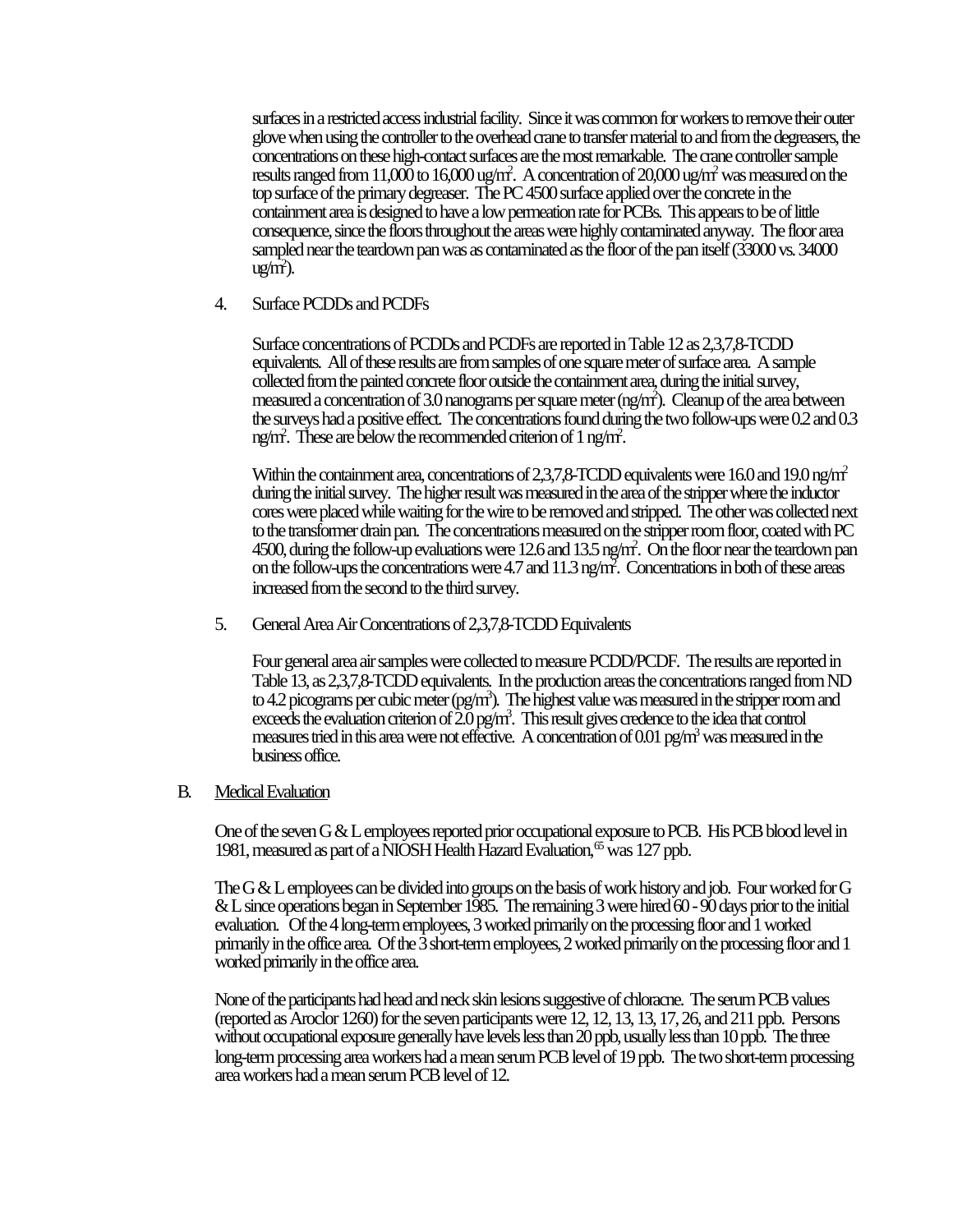surfaces in a restricted access industrial facility. Since it was common for workers to remove their outer glove when using the controller to the overhead crane to transfer material to and from the degreasers, the concentrations on these high-contact surfaces are the most remarkable. The crane controller sample results ranged from 11,000 to 16,000 ug/m$^2$. A concentration of 20,000 ug/m$^2$ was measured on the top surface of the primary degreaser. The PC 4500 surface applied over the concrete in the containment area is designed to have a low permeation rate for PCBs. This appears to be of little consequence, since the floors throughout the areas were highly contaminated anyway. The floor area sampled near the teardown pan was as contaminated as the floor of the pan itself (33000 vs. 34000 ug/m$^2$).

4. Surface PCDDs and PCDFs

   Surface concentrations of PCDDs and PCDFs are reported in Table 12 as 2,3,7,8-TCDD equivalents. All of these results are from samples of one square meter of surface area. A sample collected from the painted concrete floor outside the containment area, during the initial survey, measured a concentration of 3.0 nanograms per square meter (ng/m$^2$). Cleanup of the area between the surveys had a positive effect. The concentrations found during the two follow-ups were 0.2 and 0.3 ng/m$^2$. These are below the recommended criterion of 1 ng/m$^2$.

   Within the containment area, concentrations of 2,3,7,8-TCDD equivalents were 16.0 and 19.0 ng/m$^2$ during the initial survey. The higher result was measured in the area of the stripper where the inductor cores were placed while waiting for the wire to be removed and stripped. The other was collected next to the transformer drain pan. The concentrations measured on the stripper room floor, coated with PC 4500, during the follow-up evaluations were 12.6 and 13.5 ng/m$^2$. On the floor near the teardown pan on the follow-ups the concentrations were 4.7 and 11.3 ng/m$^2$. Concentrations in both of these areas increased from the second to the third survey.

5. General Area Air Concentrations of 2,3,7,8-TCDD Equivalents

   Four general area air samples were collected to measure PCDD/PCDF. The results are reported in Table 13, as 2,3,7,8-TCDD equivalents. In the production areas the concentrations ranged from ND to 4.2 picograms per cubic meter (pg/m$^3$). The highest value was measured in the stripper room and exceeds the evaluation criterion of 2.0 pg/m$^3$. This result gives credence to the idea that control measures tried in this area were not effective. A concentration of 0.01 pg/m$^3$ was measured in the business office.

B. Medical Evaluation

   One of the seven G & L employees reported prior occupational exposure to PCB. His PCB blood level in 1981, measured as part of a NIOSH Health Hazard Evaluation,[65] was 127 ppb.

   The G & L employees can be divided into groups on the basis of work history and job. Four worked for G & L since operations began in September 1985. The remaining 3 were hired 60 - 90 days prior to the initial evaluation. Of the 4 long-term employees, 3 worked primarily on the processing floor and 1 worked primarily in the office area. Of the 3 short-term employees, 2 worked primarily on the processing floor and 1 worked primarily in the office area.

   None of the participants had head and neck skin lesions suggestive of chloracne. The serum PCB values (reported as Aroclor 1260) for the seven participants were 12, 12, 13, 13, 17, 26, and 211 ppb. Persons without occupational exposure generally have levels less than 20 ppb, usually less than 10 ppb. The three long-term processing area workers had a mean serum PCB level of 19 ppb. The two short-term processing area workers had a mean serum PCB level of 12.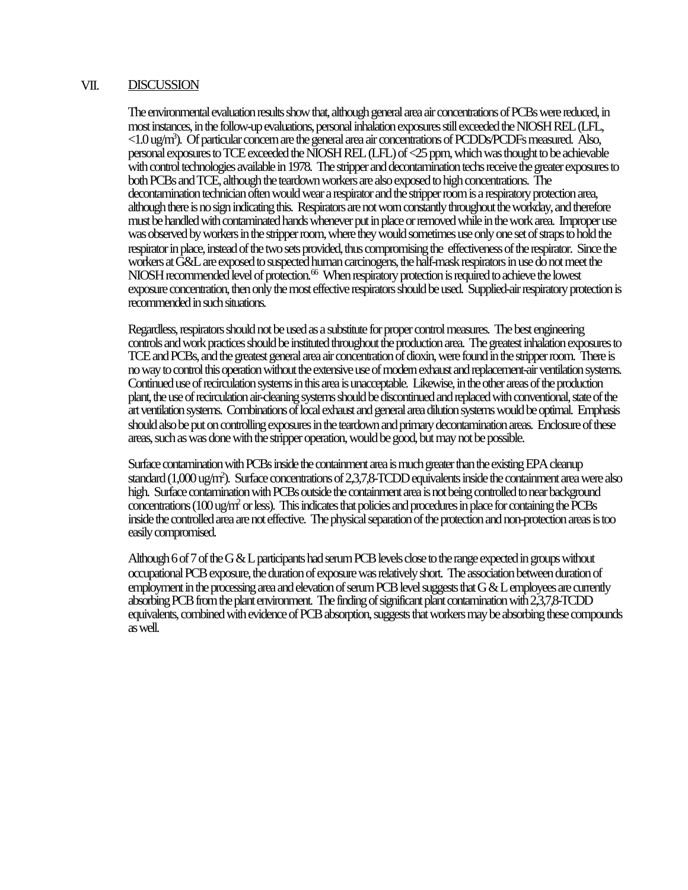## VII. DISCUSSION

The environmental evaluation results show that, although general area air concentrations of PCBs were reduced, in most instances, in the follow-up evaluations, personal inhalation exposures still exceeded the NIOSH REL (LFL, <1.0 ug/m$^3$). Of particular concern are the general area air concentrations of PCDDs/PCDFs measured. Also, personal exposures to TCE exceeded the NIOSH REL (LFL) of <25 ppm, which was thought to be achievable with control technologies available in 1978. The stripper and decontamination techs receive the greater exposures to both PCBs and TCE, although the teardown workers are also exposed to high concentrations. The decontamination technician often would wear a respirator and the stripper room is a respiratory protection area, although there is no sign indicating this. Respirators are not worn constantly throughout the workday, and therefore must be handled with contaminated hands whenever put in place or removed while in the work area. Improper use was observed by workers in the stripper room, where they would sometimes use only one set of straps to hold the respirator in place, instead of the two sets provided, thus compromising the effectiveness of the respirator. Since the workers at G&L are exposed to suspected human carcinogens, the half-mask respirators in use do not meet the NIOSH recommended level of protection.[66] When respiratory protection is required to achieve the lowest exposure concentration, then only the most effective respirators should be used. Supplied-air respiratory protection is recommended in such situations.

Regardless, respirators should not be used as a substitute for proper control measures. The best engineering controls and work practices should be instituted throughout the production area. The greatest inhalation exposures to TCE and PCBs, and the greatest general area air concentration of dioxin, were found in the stripper room. There is no way to control this operation without the extensive use of modern exhaust and replacement-air ventilation systems. Continued use of recirculation systems in this area is unacceptable. Likewise, in the other areas of the production plant, the use of recirculation air-cleaning systems should be discontinued and replaced with conventional, state of the art ventilation systems. Combinations of local exhaust and general area dilution systems would be optimal. Emphasis should also be put on controlling exposures in the teardown and primary decontamination areas. Enclosure of these areas, such as was done with the stripper operation, would be good, but may not be possible.

Surface contamination with PCBs inside the containment area is much greater than the existing EPA cleanup standard (1,000 ug/m$^2$). Surface concentrations of 2,3,7,8-TCDD equivalents inside the containment area were also high. Surface contamination with PCBs outside the containment area is not being controlled to near background concentrations (100 ug/m$^2$ or less). This indicates that policies and procedures in place for containing the PCBs inside the controlled area are not effective. The physical separation of the protection and non-protection areas is too easily compromised.

Although 6 of 7 of the G & L participants had serum PCB levels close to the range expected in groups without occupational PCB exposure, the duration of exposure was relatively short. The association between duration of employment in the processing area and elevation of serum PCB level suggests that G & L employees are currently absorbing PCB from the plant environment. The finding of significant plant contamination with 2,3,7,8-TCDD equivalents, combined with evidence of PCB absorption, suggests that workers may be absorbing these compounds as well.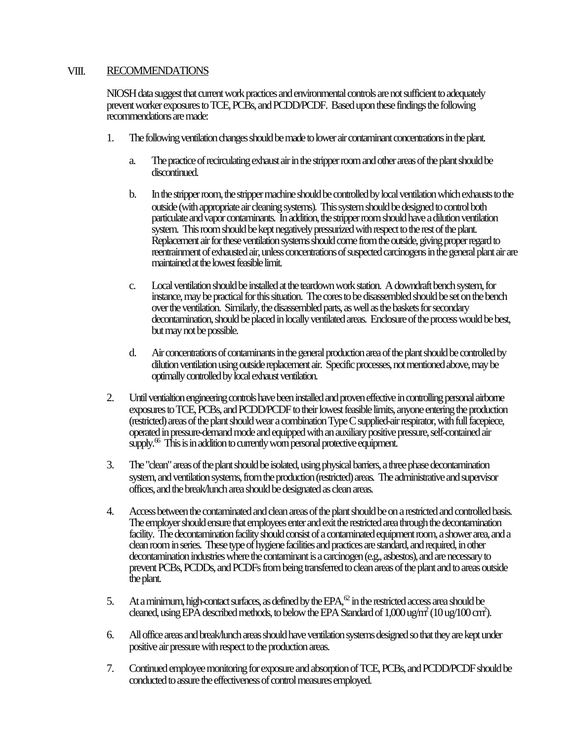## VIII. RECOMMENDATIONS

NIOSH data suggest that current work practices and environmental controls are not sufficient to adequately prevent worker exposures to TCE, PCBs, and PCDD/PCDF. Based upon these findings the following recommendations are made:

1. The following ventilation changes should be made to lower air contaminant concentrations in the plant.

   a. The practice of recirculating exhaust air in the stripper room and other areas of the plant should be discontinued.

   b. In the stripper room, the stripper machine should be controlled by local ventilation which exhausts to the outside (with appropriate air cleaning systems). This system should be designed to control both particulate and vapor contaminants. In addition, the stripper room should have a dilution ventilation system. This room should be kept negatively pressurized with respect to the rest of the plant. Replacement air for these ventilation systems should come from the outside, giving proper regard to reentrainment of exhausted air, unless concentrations of suspected carcinogens in the general plant air are maintained at the lowest feasible limit.

   c. Local ventilation should be installed at the teardown work station. A downdraft bench system, for instance, may be practical for this situation. The cores to be disassembled should be set on the bench over the ventilation. Similarly, the disassembled parts, as well as the baskets for secondary decontamination, should be placed in locally ventilated areas. Enclosure of the process would be best, but may not be possible.

   d. Air concentrations of contaminants in the general production area of the plant should be controlled by dilution ventilation using outside replacement air. Specific processes, not mentioned above, may be optimally controlled by local exhaust ventilation.

2. Until ventialtion engineering controls have been installed and proven effective in controlling personal airborne exposures to TCE, PCBs, and PCDD/PCDF to their lowest feasible limits, anyone entering the production (restricted) areas of the plant should wear a combination Type C supplied-air respirator, with full facepiece, operated in pressure-demand mode and equipped with an auxiliary positive pressure, self-contained air supply.[66] This is in addition to currently worn personal protective equipment.

3. The "clean" areas of the plant should be isolated, using physical barriers, a three phase decontamination system, and ventilation systems, from the production (restricted) areas. The administrative and supervisor offices, and the break/lunch area should be designated as clean areas.

4. Access between the contaminated and clean areas of the plant should be on a restricted and controlled basis. The employer should ensure that employees enter and exit the restricted area through the decontamination facility. The decontamination facility should consist of a contaminated equipment room, a shower area, and a clean room in series. These type of hygiene facilities and practices are standard, and required, in other decontamination industries where the contaminant is a carcinogen (e.g., asbestos), and are necessary to prevent PCBs, PCDDs, and PCDFs from being transferred to clean areas of the plant and to areas outside the plant.

5. At a minimum, high-contact surfaces, as defined by the EPA,[62] in the restricted access area should be cleaned, using EPA described methods, to below the EPA Standard of 1,000 ug/m$^2$ (10 ug/100 cm$^2$).

6. All office areas and break/lunch areas should have ventilation systems designed so that they are kept under positive air pressure with respect to the production areas.

7. Continued employee monitoring for exposure and absorption of TCE, PCBs, and PCDD/PCDF should be conducted to assure the effectiveness of control measures employed.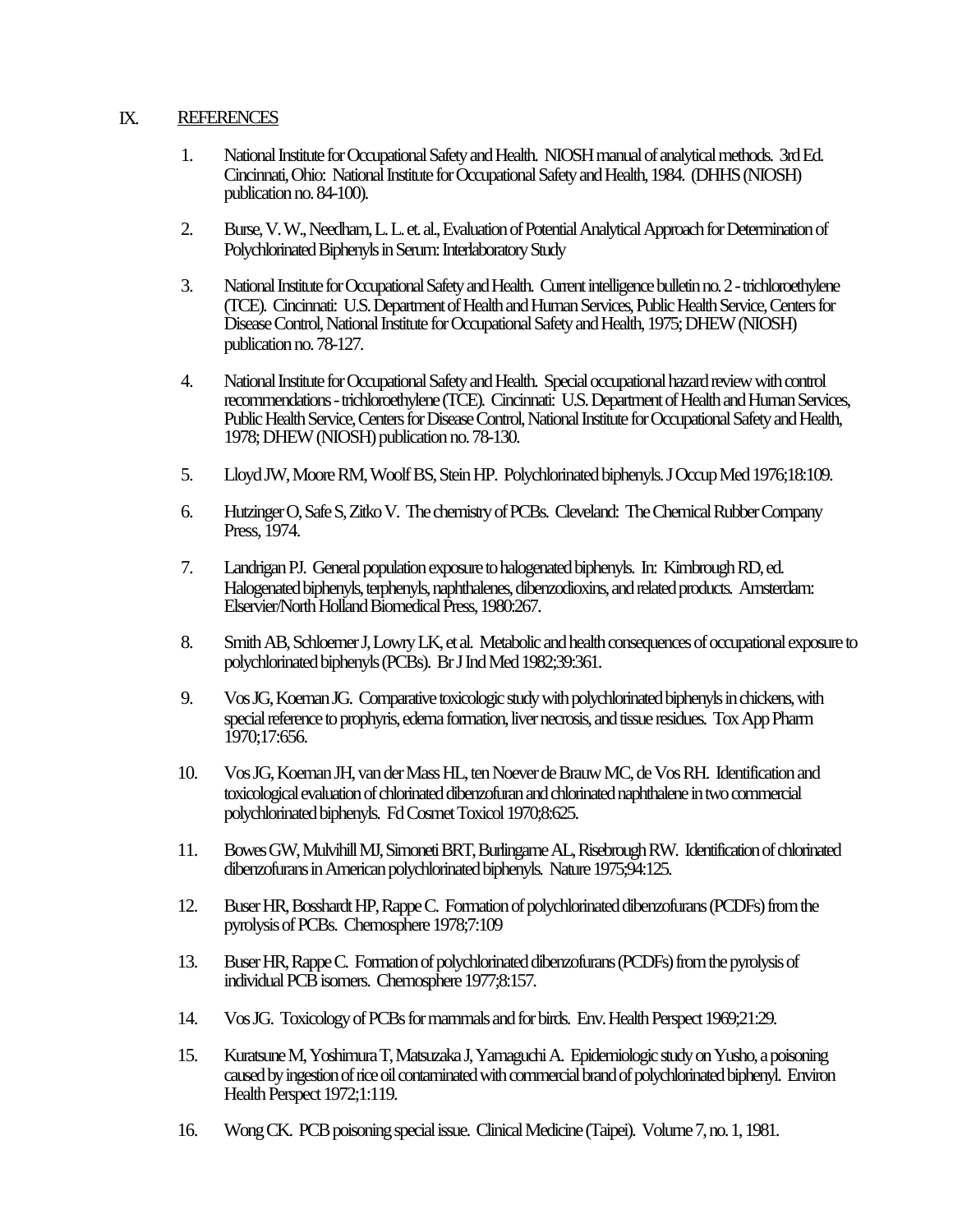## IX. REFERENCES

1. National Institute for Occupational Safety and Health. NIOSH manual of analytical methods. 3rd Ed. Cincinnati, Ohio: National Institute for Occupational Safety and Health, 1984. (DHHS (NIOSH) publication no. 84-100).

2. Burse, V. W., Needham, L. L. et. al., Evaluation of Potential Analytical Approach for Determination of Polychlorinated Biphenyls in Serum: Interlaboratory Study

3. National Institute for Occupational Safety and Health. Current intelligence bulletin no. 2 - trichloroethylene (TCE). Cincinnati: U.S. Department of Health and Human Services, Public Health Service, Centers for Disease Control, National Institute for Occupational Safety and Health, 1975; DHEW (NIOSH) publication no. 78-127.

4. National Institute for Occupational Safety and Health. Special occupational hazard review with control recommendations - trichloroethylene (TCE). Cincinnati: U.S. Department of Health and Human Services, Public Health Service, Centers for Disease Control, National Institute for Occupational Safety and Health, 1978; DHEW (NIOSH) publication no. 78-130.

5. Lloyd JW, Moore RM, Woolf BS, Stein HP. Polychlorinated biphenyls. J Occup Med 1976;18:109.

6. Hutzinger O, Safe S, Zitko V. The chemistry of PCBs. Cleveland: The Chemical Rubber Company Press, 1974.

7. Landrigan PJ. General population exposure to halogenated biphenyls. In: Kimbrough RD, ed. Halogenated biphenyls, terphenyls, naphthalenes, dibenzodioxins, and related products. Amsterdam: Elsevier/North Holland Biomedical Press, 1980:267.

8. Smith AB, Schloemer J, Lowry LK, et al. Metabolic and health consequences of occupational exposure to polychlorinated biphenyls (PCBs). Br J Ind Med 1982;39:361.

9. Vos JG, Koeman JG. Comparative toxicologic study with polychlorinated biphenyls in chickens, with special reference to prophyris, edema formation, liver necrosis, and tissue residues. Tox App Pharm 1970;17:656.

10. Vos JG, Koeman JH, van der Mass HL, ten Noever de Brauw MC, de Vos RH. Identification and toxicological evaluation of chlorinated dibenzofuran and chlorinated naphthalene in two commercial polychlorinated biphenyls. Fd Cosmet Toxicol 1970;8:625.

11. Bowes GW, Mulvihill MJ, Simoneti BRT, Burlingame AL, Risebrough RW. Identification of chlorinated dibenzofurans in American polychlorinated biphenyls. Nature 1975;94:125.

12. Buser HR, Bosshardt HP, Rappe C. Formation of polychlorinated dibenzofurans (PCDFs) from the pyrolysis of PCBs. Chemosphere 1978;7:109

13. Buser HR, Rappe C. Formation of polychlorinated dibenzofurans (PCDFs) from the pyrolysis of individual PCB isomers. Chemosphere 1977;8:157.

14. Vos JG. Toxicology of PCBs for mammals and for birds. Env. Health Perspect 1969;21:29.

15. Kuratsune M, Yoshimura T, Matsuzaka J, Yamaguchi A. Epidemiologic study on Yusho, a poisoning caused by ingestion of rice oil contaminated with commercial brand of polychlorinated biphenyl. Environ Health Perspect 1972;1:119.

16. Wong CK. PCB poisoning special issue. Clinical Medicine (Taipei). Volume 7, no. 1, 1981.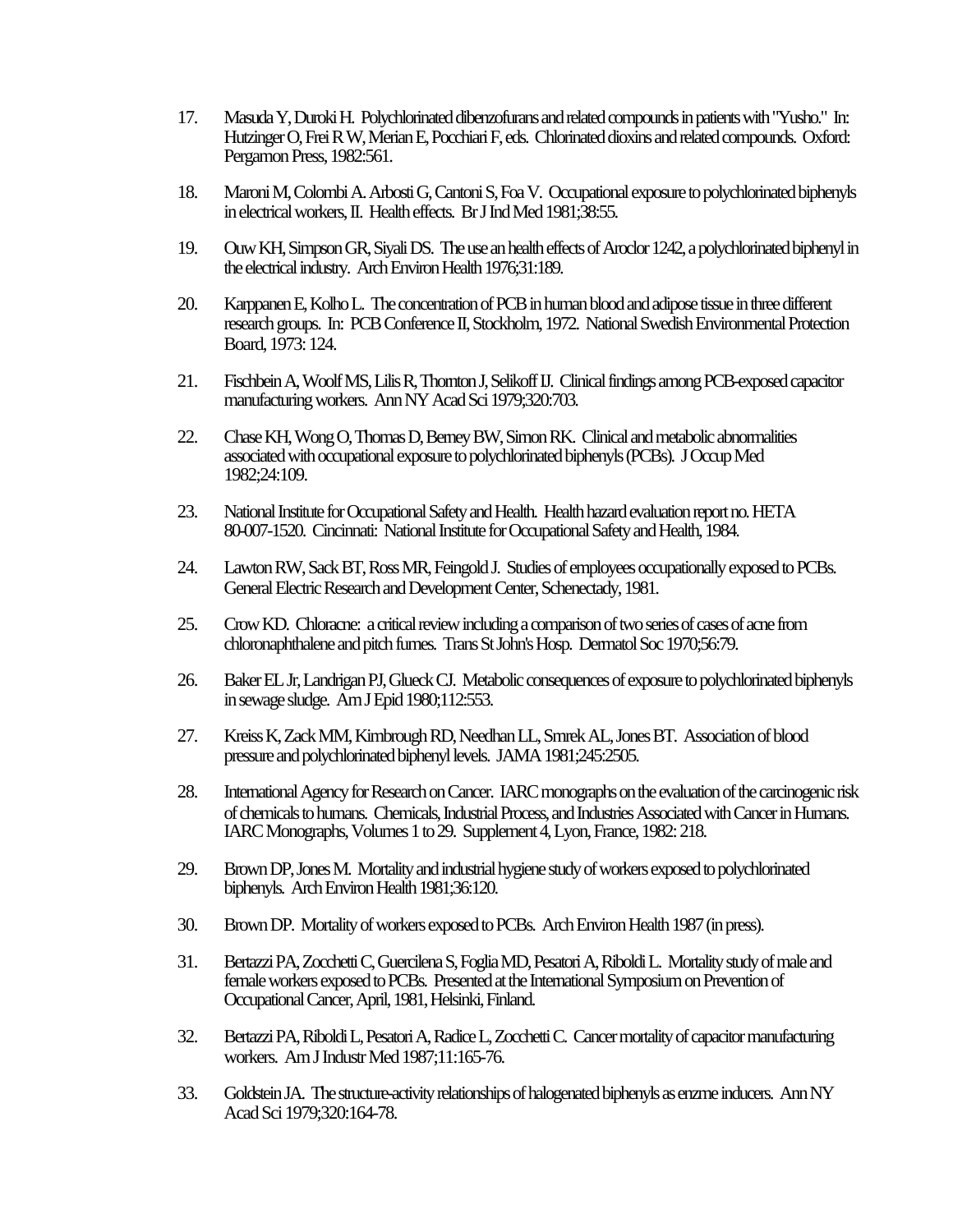17. Masuda Y, Duroki H. Polychlorinated dibenzofurans and related compounds in patients with "Yusho." In: Hutzinger O, Frei R W, Merian E, Pocchiari F, eds. Chlorinated dioxins and related compounds. Oxford: Pergamon Press, 1982:561.

18. Maroni M, Colombi A. Arbosti G, Cantoni S, Foa V. Occupational exposure to polychlorinated biphenyls in electrical workers, II. Health effects. Br J Ind Med 1981;38:55.

19. Ouw KH, Simpson GR, Siyali DS. The use an health effects of Aroclor 1242, a polychlorinated biphenyl in the electrical industry. Arch Environ Health 1976;31:189.

20. Karppanen E, Kolho L. The concentration of PCB in human blood and adipose tissue in three different research groups. In: PCB Conference II, Stockholm, 1972. National Swedish Environmental Protection Board, 1973: 124.

21. Fischbein A, Woolf MS, Lilis R, Thornton J, Selikoff IJ. Clinical findings among PCB-exposed capacitor manufacturing workers. Ann NY Acad Sci 1979;320:703.

22. Chase KH, Wong O, Thomas D, Berney BW, Simon RK. Clinical and metabolic abnormalities associated with occupational exposure to polychlorinated biphenyls (PCBs). J Occup Med 1982;24:109.

23. National Institute for Occupational Safety and Health. Health hazard evaluation report no. HETA 80-007-1520. Cincinnati: National Institute for Occupational Safety and Health, 1984.

24. Lawton RW, Sack BT, Ross MR, Feingold J. Studies of employees occupationally exposed to PCBs. General Electric Research and Development Center, Schenectady, 1981.

25. Crow KD. Chloracne: a critical review including a comparison of two series of cases of acne from chloronaphthalene and pitch fumes. Trans St John's Hosp. Dermatol Soc 1970;56:79.

26. Baker EL Jr, Landrigan PJ, Glueck CJ. Metabolic consequences of exposure to polychlorinated biphenyls in sewage sludge. Am J Epid 1980;112:553.

27. Kreiss K, Zack MM, Kimbrough RD, Needhan LL, Smrek AL, Jones BT. Association of blood pressure and polychlorinated biphenyl levels. JAMA 1981;245:2505.

28. International Agency for Research on Cancer. IARC monographs on the evaluation of the carcinogenic risk of chemicals to humans. Chemicals, Industrial Process, and Industries Associated with Cancer in Humans. IARC Monographs, Volumes 1 to 29. Supplement 4, Lyon, France, 1982: 218.

29. Brown DP, Jones M. Mortality and industrial hygiene study of workers exposed to polychlorinated biphenyls. Arch Environ Health 1981;36:120.

30. Brown DP. Mortality of workers exposed to PCBs. Arch Environ Health 1987 (in press).

31. Bertazzi PA, Zocchetti C, Guercilena S, Foglia MD, Pesatori A, Riboldi L. Mortality study of male and female workers exposed to PCBs. Presented at the International Symposium on Prevention of Occupational Cancer, April, 1981, Helsinki, Finland.

32. Bertazzi PA, Riboldi L, Pesatori A, Radice L, Zocchetti C. Cancer mortality of capacitor manufacturing workers. Am J Industr Med 1987;11:165-76.

33. Goldstein JA. The structure-activity relationships of halogenated biphenyls as enzme inducers. Ann NY Acad Sci 1979;320:164-78.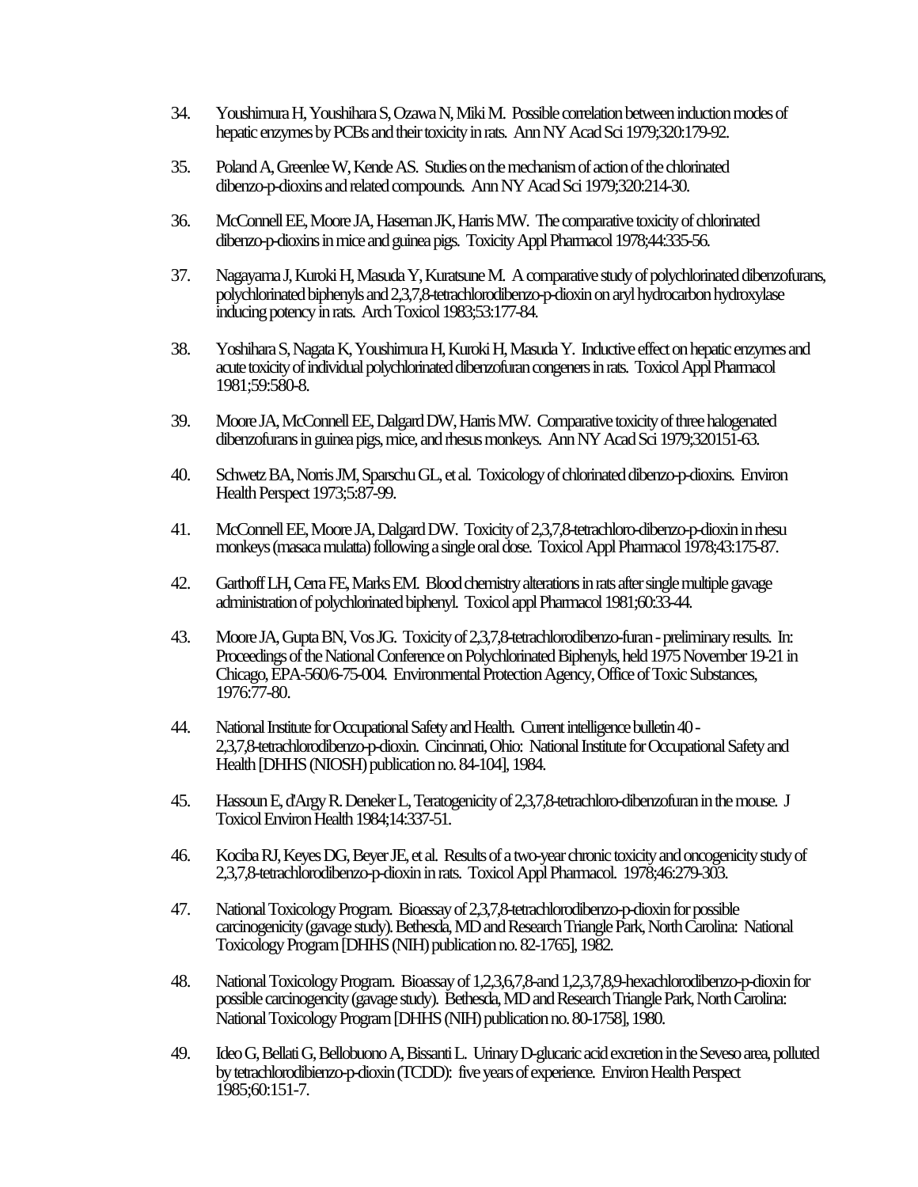34. Youshimura H, Youshihara S, Ozawa N, Miki M. Possible correlation between induction modes of hepatic enzymes by PCBs and their toxicity in rats. Ann NY Acad Sci 1979;320:179-92.

35. Poland A, Greenlee W, Kende AS. Studies on the mechanism of action of the chlorinated dibenzo-p-dioxins and related compounds. Ann NY Acad Sci 1979;320:214-30.

36. McConnell EE, Moore JA, Haseman JK, Harris MW. The comparative toxicity of chlorinated dibenzo-p-dioxins in mice and guinea pigs. Toxicity Appl Pharmacol 1978;44:335-56.

37. Nagayama J, Kuroki H, Masuda Y, Kuratsune M. A comparative study of polychlorinated dibenzofurans, polychlorinated biphenyls and 2,3,7,8-tetrachlorodibenzo-p-dioxin on aryl hydrocarbon hydroxylase inducing potency in rats. Arch Toxicol 1983;53:177-84.

38. Yoshihara S, Nagata K, Youshimura H, Kuroki H, Masuda Y. Inductive effect on hepatic enzymes and acute toxicity of individual polychlorinated dibenzofuran congeners in rats. Toxicol Appl Pharmacol 1981;59:580-8.

39. Moore JA, McConnell EE, Dalgard DW, Harris MW. Comparative toxicity of three halogenated dibenzofurans in guinea pigs, mice, and rhesus monkeys. Ann NY Acad Sci 1979;320151-63.

40. Schwetz BA, Norris JM, Sparschu GL, et al. Toxicology of chlorinated dibenzo-p-dioxins. Environ Health Perspect 1973;5:87-99.

41. McConnell EE, Moore JA, Dalgard DW. Toxicity of 2,3,7,8-tetrachloro-dibenzo-p-dioxin in rhesu monkeys (masaca mulatta) following a single oral dose. Toxicol Appl Pharmacol 1978;43:175-87.

42. Garthoff LH, Cerra FE, Marks EM. Blood chemistry alterations in rats after single multiple gavage administration of polychlorinated biphenyl. Toxicol appl Pharmacol 1981;60:33-44.

43. Moore JA, Gupta BN, Vos JG. Toxicity of 2,3,7,8-tetrachlorodibenzo-furan - preliminary results. In: Proceedings of the National Conference on Polychlorinated Biphenyls, held 1975 November 19-21 in Chicago, EPA-560/6-75-004. Environmental Protection Agency, Office of Toxic Substances, 1976:77-80.

44. National Institute for Occupational Safety and Health. Current intelligence bulletin 40 - 2,3,7,8-tetrachlorodibenzo-p-dioxin. Cincinnati, Ohio: National Institute for Occupational Safety and Health [DHHS (NIOSH) publication no. 84-104], 1984.

45. Hassoun E, d'Argy R. Deneker L, Teratogenicity of 2,3,7,8-tetrachloro-dibenzofuran in the mouse. J Toxicol Environ Health 1984;14:337-51.

46. Kociba RJ, Keyes DG, Beyer JE, et al. Results of a two-year chronic toxicity and oncogenicity study of 2,3,7,8-tetrachlorodibenzo-p-dioxin in rats. Toxicol Appl Pharmacol. 1978;46:279-303.

47. National Toxicology Program. Bioassay of 2,3,7,8-tetrachlorodibenzo-p-dioxin for possible carcinogenicity (gavage study). Bethesda, MD and Research Triangle Park, North Carolina: National Toxicology Program [DHHS (NIH) publication no. 82-1765], 1982.

48. National Toxicology Program. Bioassay of 1,2,3,6,7,8-and 1,2,3,7,8,9-hexachlorodibenzo-p-dioxin for possible carcinogencity (gavage study). Bethesda, MD and Research Triangle Park, North Carolina: National Toxicology Program [DHHS (NIH) publication no. 80-1758], 1980.

49. Ideo G, Bellati G, Bellobuono A, Bissanti L. Urinary D-glucaric acid excretion in the Seveso area, polluted by tetrachlorodibienzo-p-dioxin (TCDD): five years of experience. Environ Health Perspect 1985;60:151-7.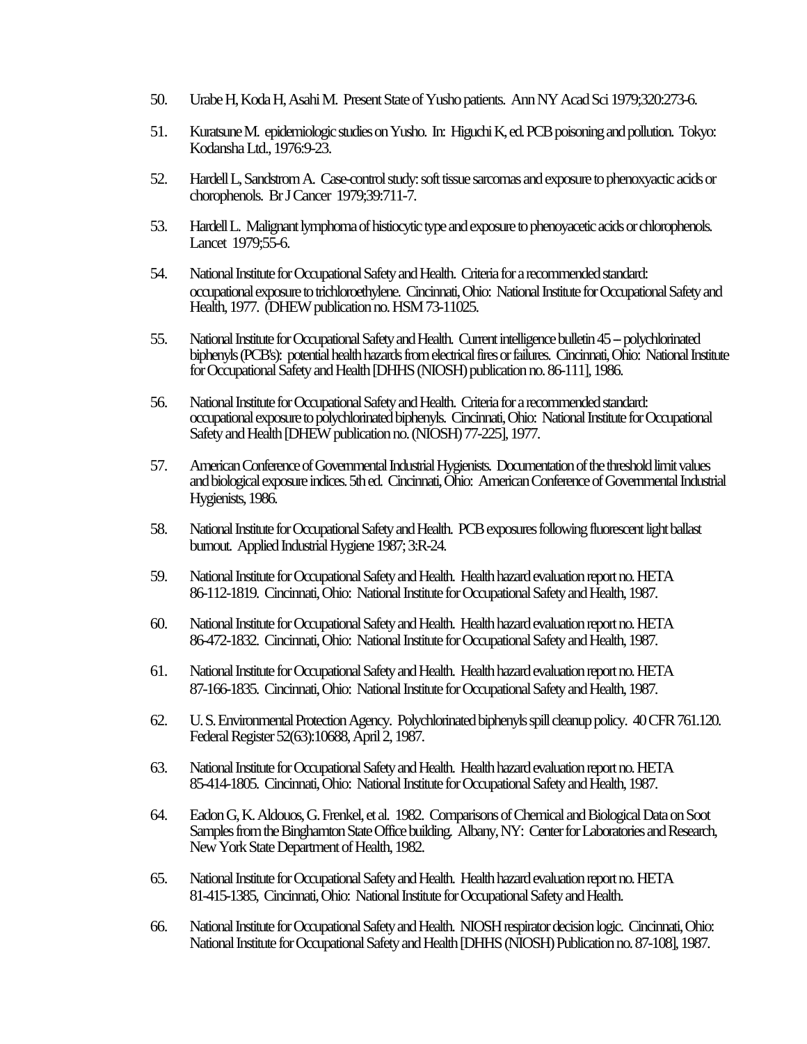50. Urabe H, Koda H, Asahi M. Present State of Yusho patients. Ann NY Acad Sci 1979;320:273-6.

51. Kuratsune M. epidemiologic studies on Yusho. In: Higuchi K, ed. PCB poisoning and pollution. Tokyo: Kodansha Ltd., 1976:9-23.

52. Hardell L, Sandstrom A. Case-control study: soft tissue sarcomas and exposure to phenoxyactic acids or chorophenols. Br J Cancer 1979;39:711-7.

53. Hardell L. Malignant lymphoma of histiocytic type and exposure to phenoyacetic acids or chlorophenols. Lancet 1979;55-6.

54. National Institute for Occupational Safety and Health. Criteria for a recommended standard: occupational exposure to trichloroethylene. Cincinnati, Ohio: National Institute for Occupational Safety and Health, 1977. (DHEW publication no. HSM 73-11025.

55. National Institute for Occupational Safety and Health. Current intelligence bulletin 45 – polychlorinated biphenyls (PCB's): potential health hazards from electrical fires or failures. Cincinnati, Ohio: National Institute for Occupational Safety and Health [DHHS (NIOSH) publication no. 86-111], 1986.

56. National Institute for Occupational Safety and Health. Criteria for a recommended standard: occupational exposure to polychlorinated biphenyls. Cincinnati, Ohio: National Institute for Occupational Safety and Health [DHEW publication no. (NIOSH) 77-225], 1977.

57. American Conference of Governmental Industrial Hygienists. Documentation of the threshold limit values and biological exposure indices. 5th ed. Cincinnati, Ohio: American Conference of Governmental Industrial Hygienists, 1986.

58. National Institute for Occupational Safety and Health. PCB exposures following fluorescent light ballast burnout. Applied Industrial Hygiene 1987; 3:R-24.

59. National Institute for Occupational Safety and Health. Health hazard evaluation report no. HETA 86-112-1819. Cincinnati, Ohio: National Institute for Occupational Safety and Health, 1987.

60. National Institute for Occupational Safety and Health. Health hazard evaluation report no. HETA 86-472-1832. Cincinnati, Ohio: National Institute for Occupational Safety and Health, 1987.

61. National Institute for Occupational Safety and Health. Health hazard evaluation report no. HETA 87-166-1835. Cincinnati, Ohio: National Institute for Occupational Safety and Health, 1987.

62. U. S. Environmental Protection Agency. Polychlorinated biphenyls spill cleanup policy. 40 CFR 761.120. Federal Register 52(63):10688, April 2, 1987.

63. National Institute for Occupational Safety and Health. Health hazard evaluation report no. HETA 85-414-1805. Cincinnati, Ohio: National Institute for Occupational Safety and Health, 1987.

64. Eadon G, K. Aldouos, G. Frenkel, et al. 1982. Comparisons of Chemical and Biological Data on Soot Samples from the Binghamton State Office building. Albany, NY: Center for Laboratories and Research, New York State Department of Health, 1982.

65. National Institute for Occupational Safety and Health. Health hazard evaluation report no. HETA 81-415-1385, Cincinnati, Ohio: National Institute for Occupational Safety and Health.

66. National Institute for Occupational Safety and Health. NIOSH respirator decision logic. Cincinnati, Ohio: National Institute for Occupational Safety and Health [DHHS (NIOSH) Publication no. 87-108], 1987.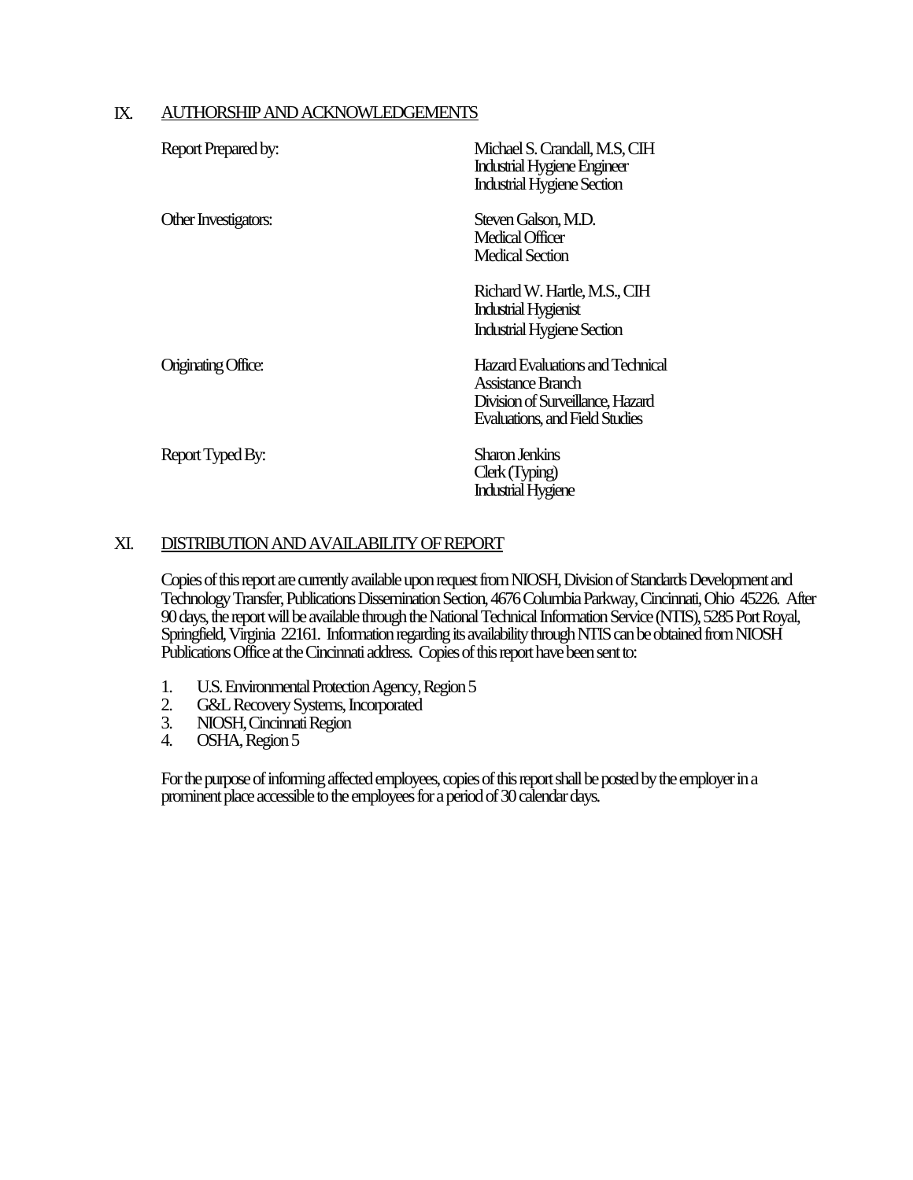## IX. AUTHORSHIP AND ACKNOWLEDGEMENTS

| | |
|---|---|
| Report Prepared by: | Michael S. Crandall, M.S, CIH<br>Industrial Hygiene Engineer<br>Industrial Hygiene Section |
| Other Investigators: | Steven Galson, M.D.<br>Medical Officer<br>Medical Section |
| | Richard W. Hartle, M.S., CIH<br>Industrial Hygienist<br>Industrial Hygiene Section |
| Originating Office: | Hazard Evaluations and Technical Assistance Branch<br>Division of Surveillance, Hazard Evaluations, and Field Studies |
| Report Typed By: | Sharon Jenkins<br>Clerk (Typing)<br>Industrial Hygiene |

## XI. DISTRIBUTION AND AVAILABILITY OF REPORT

Copies of this report are currently available upon request from NIOSH, Division of Standards Development and Technology Transfer, Publications Dissemination Section, 4676 Columbia Parkway, Cincinnati, Ohio 45226. After 90 days, the report will be available through the National Technical Information Service (NTIS), 5285 Port Royal, Springfield, Virginia 22161. Information regarding its availability through NTIS can be obtained from NIOSH Publications Office at the Cincinnati address. Copies of this report have been sent to:

1. U.S. Environmental Protection Agency, Region 5
2. G&L Recovery Systems, Incorporated
3. NIOSH, Cincinnati Region
4. OSHA, Region 5

For the purpose of informing affected employees, copies of this report shall be posted by the employer in a prominent place accessible to the employees for a period of 30 calendar days.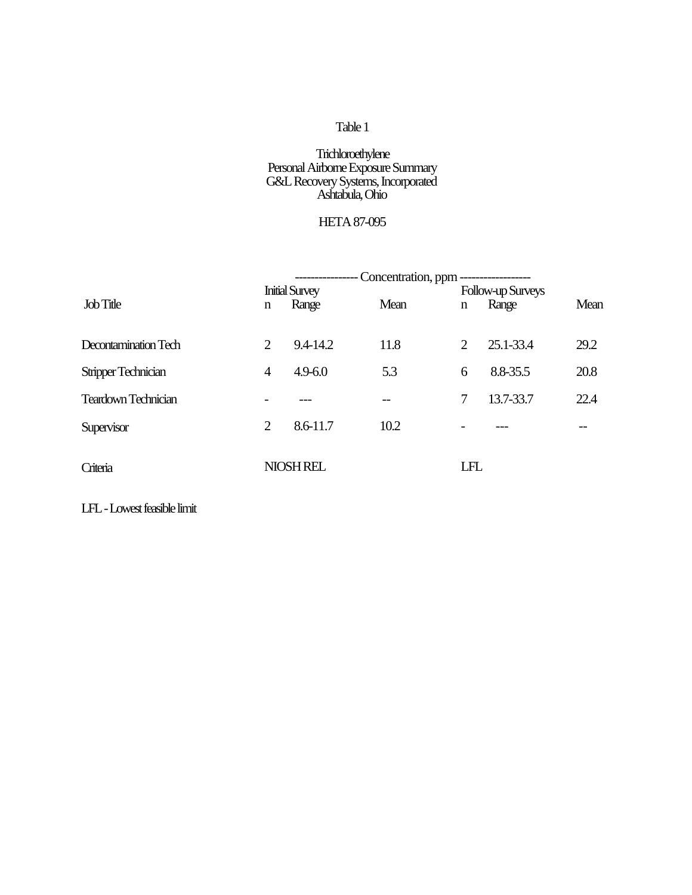Table 1

Trichloroethylene
Personal Airborne Exposure Summary
G&L Recovery Systems, Incorporated
Ashtabula, Ohio

HETA 87-095

| | Concentration, ppm | | | | | |
|---|---|---|---|---|---|---|
| | Initial Survey | | | Follow-up Surveys | | |
| Job Title | n | Range | Mean | n | Range | Mean |
| Decontamination Tech | 2 | 9.4-14.2 | 11.8 | 2 | 25.1-33.4 | 29.2 |
| Stripper Technician | 4 | 4.9-6.0 | 5.3 | 6 | 8.8-35.5 | 20.8 |
| Teardown Technician | - | --- | -- | 7 | 13.7-33.7 | 22.4 |
| Supervisor | 2 | 8.6-11.7 | 10.2 | - | --- | -- |
| Criteria | NIOSH REL | | | LFL | | |

LFL - Lowest feasible limit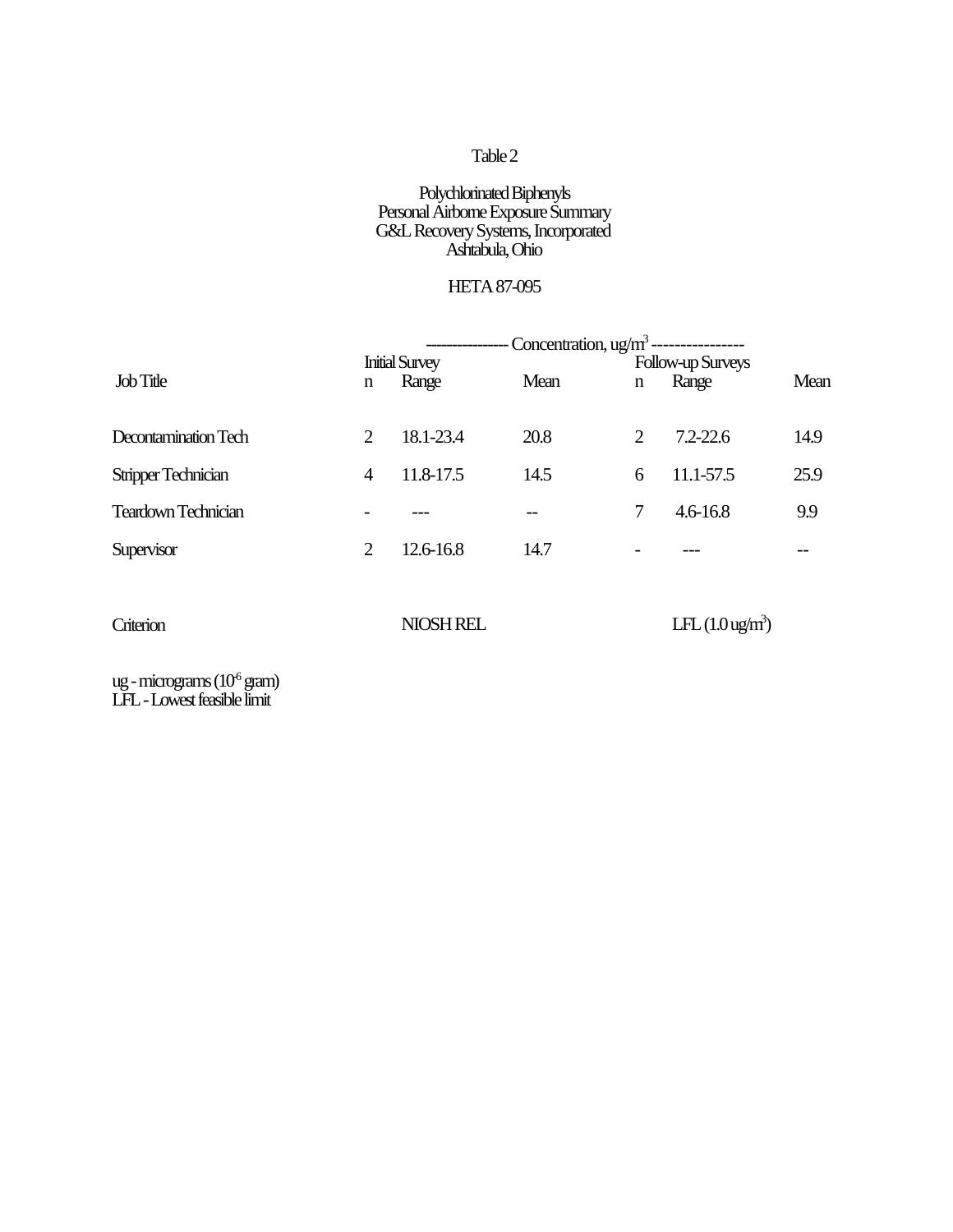Table 2

Polychlorinated Biphenyls
Personal Airborne Exposure Summary
G&L Recovery Systems, Incorporated
Ashtabula, Ohio

HETA 87-095

| | Concentration, ug/m$^3$ | | | | | |
|---|---|---|---|---|---|---|
| | Initial Survey | | | Follow-up Surveys | | |
| Job Title | n | Range | Mean | n | Range | Mean |
| Decontamination Tech | 2 | 18.1-23.4 | 20.8 | 2 | 7.2-22.6 | 14.9 |
| Stripper Technician | 4 | 11.8-17.5 | 14.5 | 6 | 11.1-57.5 | 25.9 |
| Teardown Technician | - | --- | -- | 7 | 4.6-16.8 | 9.9 |
| Supervisor | 2 | 12.6-16.8 | 14.7 | - | --- | -- |
| Criterion | | NIOSH REL | | | LFL (1.0 ug/m$^3$) | |

ug - micrograms ($10^{-6}$ gram)
LFL - Lowest feasible limit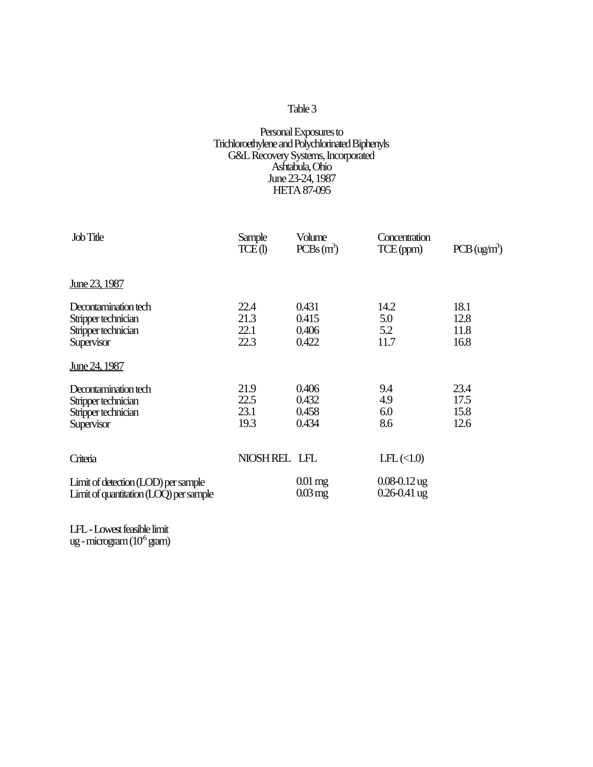Table 3

Personal Exposures to
Trichloroethylene and Polychlorinated Biphenyls
G&L Recovery Systems, Incorporated
Ashtabula, Ohio
June 23-24, 1987
HETA 87-095

| Job Title | Sample TCE (l) | Volume PCBs ($m^3$) | Concentration TCE (ppm) | PCB (ug/$m^3$) |
|---|---|---|---|---|
| June 23, 1987 | | | | |
| Decontamination tech | 22.4 | 0.431 | 14.2 | 18.1 |
| Stripper technician | 21.3 | 0.415 | 5.0 | 12.8 |
| Stripper technician | 22.1 | 0.406 | 5.2 | 11.8 |
| Supervisor | 22.3 | 0.422 | 11.7 | 16.8 |
| June 24, 1987 | | | | |
| Decontamination tech | 21.9 | 0.406 | 9.4 | 23.4 |
| Stripper technician | 22.5 | 0.432 | 4.9 | 17.5 |
| Stripper technician | 23.1 | 0.458 | 6.0 | 15.8 |
| Supervisor | 19.3 | 0.434 | 8.6 | 12.6 |
| Criteria | NIOSH REL | LFL | LFL (<1.0) | |
| Limit of detection (LOD) per sample | | 0.01 mg | 0.08-0.12 ug | |
| Limit of quantitation (LOQ) per sample | | 0.03 mg | 0.26-0.41 ug | |

LFL - Lowest feasible limit
ug - microgram ($10^{-6}$ gram)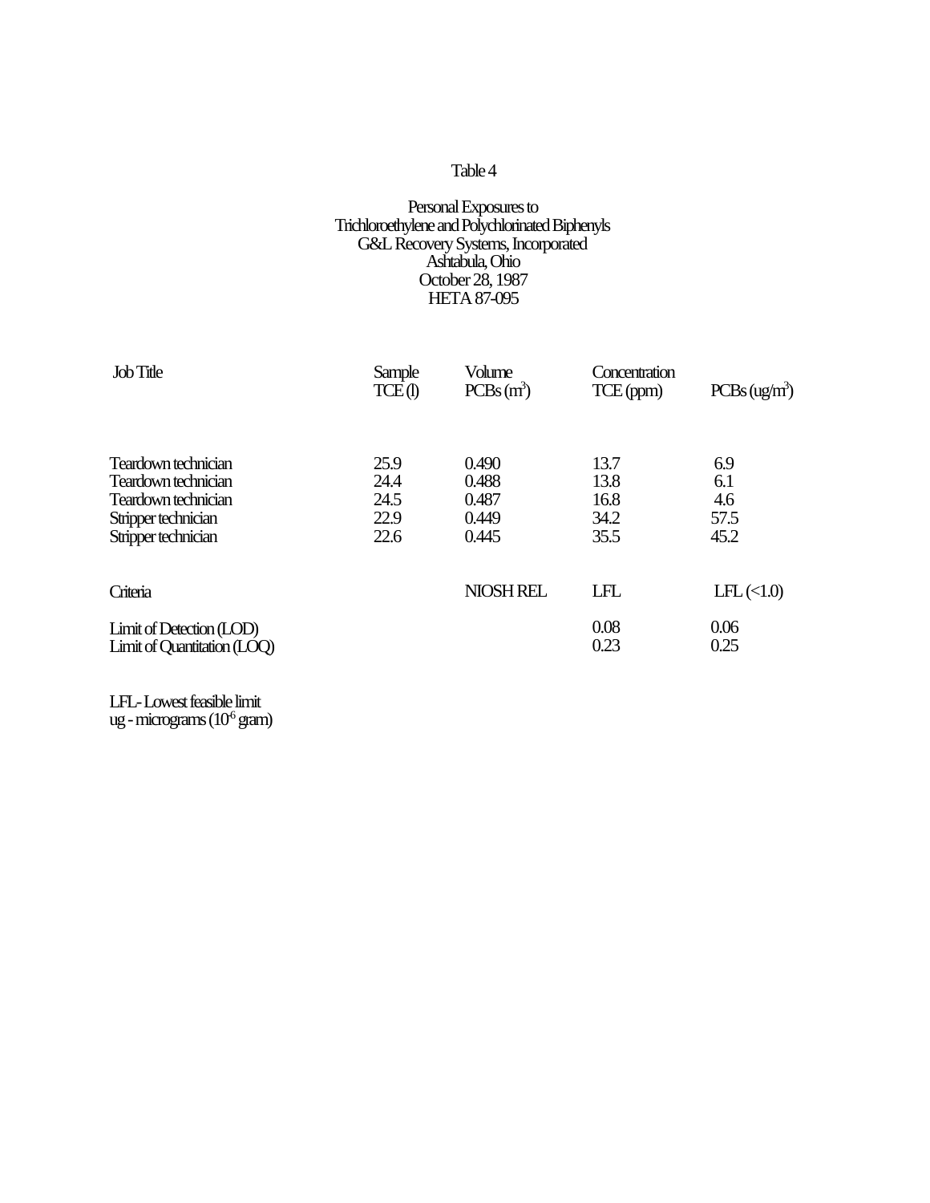Table 4

Personal Exposures to
Trichloroethylene and Polychlorinated Biphenyls
G&L Recovery Systems, Incorporated
Ashtabula, Ohio
October 28, 1987
HETA 87-095

| Job Title | Sample Volume TCE (l) | PCBs ($m^3$) | Concentration TCE (ppm) | PCBs (ug/$m^3$) |
|---|---|---|---|---|
| Teardown technician | 25.9 | 0.490 | 13.7 | 6.9 |
| Teardown technician | 24.4 | 0.488 | 13.8 | 6.1 |
| Teardown technician | 24.5 | 0.487 | 16.8 | 4.6 |
| Stripper technician | 22.9 | 0.449 | 34.2 | 57.5 |
| Stripper technician | 22.6 | 0.445 | 35.5 | 45.2 |
| Criteria | | NIOSH REL | LFL | LFL (<1.0) |
| Limit of Detection (LOD) | | | 0.08 | 0.06 |
| Limit of Quantitation (LOQ) | | | 0.23 | 0.25 |

LFL- Lowest feasible limit
ug - micrograms ($10^{-6}$ gram)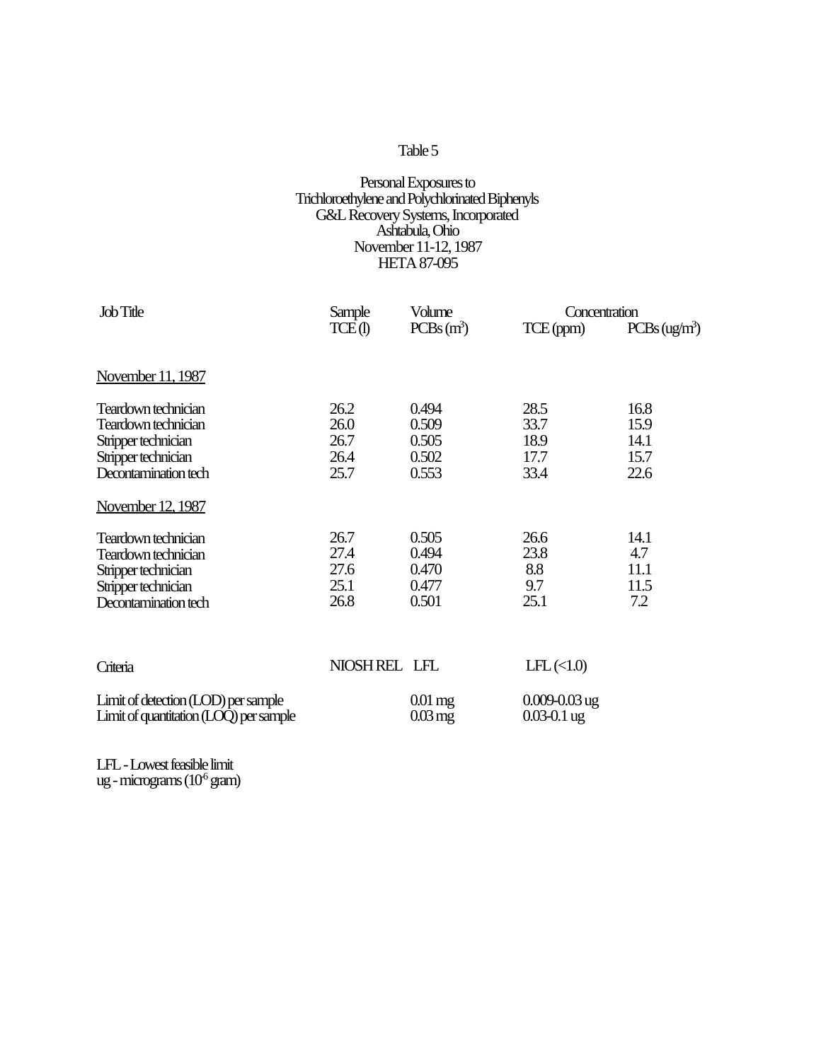Table 5

Personal Exposures to
Trichloroethylene and Polychlorinated Biphenyls
G&L Recovery Systems, Incorporated
Ashtabula, Ohio
November 11-12, 1987
HETA 87-095

| Job Title | Sample Volume | | Concentration | |
|---|---|---|---|---|
| | TCE (l) | PCBs ($m^3$) | TCE (ppm) | PCBs (ug/$m^3$) |
| November 11, 1987 | | | | |
| Teardown technician | 26.2 | 0.494 | 28.5 | 16.8 |
| Teardown technician | 26.0 | 0.509 | 33.7 | 15.9 |
| Stripper technician | 26.7 | 0.505 | 18.9 | 14.1 |
| Stripper technician | 26.4 | 0.502 | 17.7 | 15.7 |
| Decontamination tech | 25.7 | 0.553 | 33.4 | 22.6 |
| November 12, 1987 | | | | |
| Teardown technician | 26.7 | 0.505 | 26.6 | 14.1 |
| Teardown technician | 27.4 | 0.494 | 23.8 | 4.7 |
| Stripper technician | 27.6 | 0.470 | 8.8 | 11.1 |
| Stripper technician | 25.1 | 0.477 | 9.7 | 11.5 |
| Decontamination tech | 26.8 | 0.501 | 25.1 | 7.2 |
| Criteria | NIOSH REL | LFL | LFL (<1.0) | |
| Limit of detection (LOD) per sample | | 0.01 mg | 0.009-0.03 ug | |
| Limit of quantitation (LOQ) per sample | | 0.03 mg | 0.03-0.1 ug | |

LFL - Lowest feasible limit
ug - micrograms ($10^{-6}$ gram)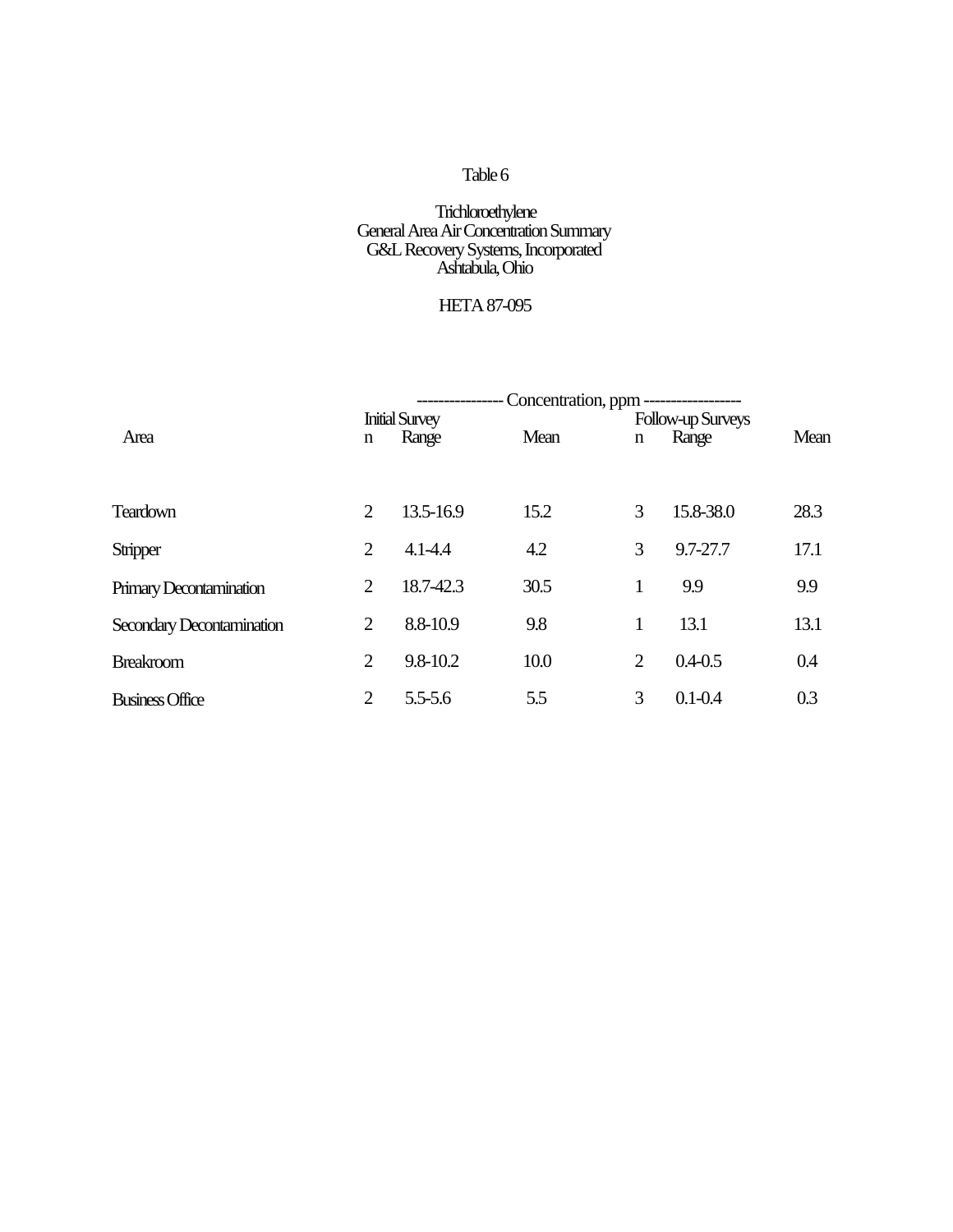Table 6

Trichloroethylene
General Area Air Concentration Summary
G&L Recovery Systems, Incorporated
Ashtabula, Ohio

HETA 87-095

| | Concentration, ppm | | | | | |
|---|---|---|---|---|---|---|
| | Initial Survey | | | Follow-up Surveys | | |
| Area | n | Range | Mean | n | Range | Mean |
| Teardown | 2 | 13.5-16.9 | 15.2 | 3 | 15.8-38.0 | 28.3 |
| Stripper | 2 | 4.1-4.4 | 4.2 | 3 | 9.7-27.7 | 17.1 |
| Primary Decontamination | 2 | 18.7-42.3 | 30.5 | 1 | 9.9 | 9.9 |
| Secondary Decontamination | 2 | 8.8-10.9 | 9.8 | 1 | 13.1 | 13.1 |
| Breakroom | 2 | 9.8-10.2 | 10.0 | 2 | 0.4-0.5 | 0.4 |
| Business Office | 2 | 5.5-5.6 | 5.5 | 3 | 0.1-0.4 | 0.3 |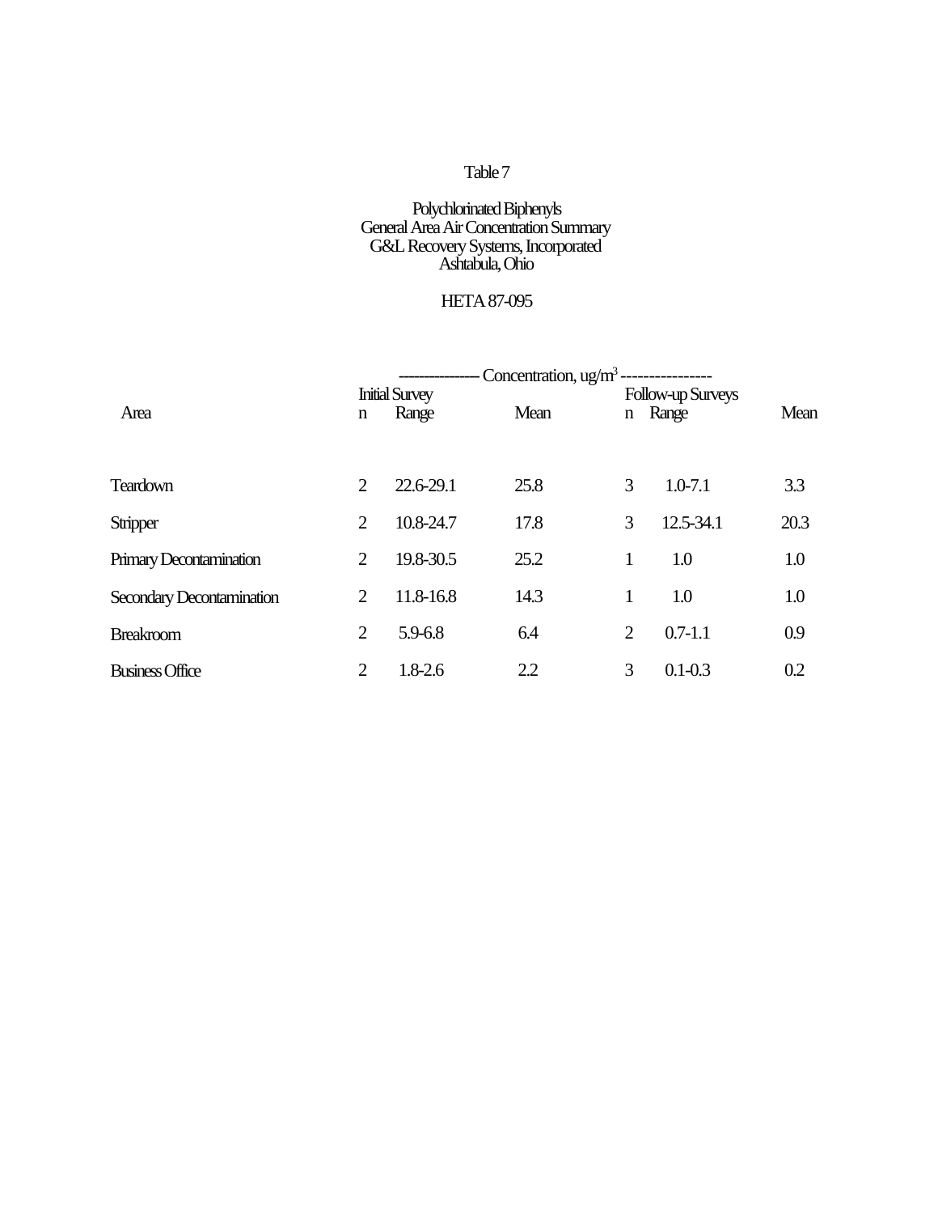Table 7

Polychlorinated Biphenyls
General Area Air Concentration Summary
G&L Recovery Systems, Incorporated
Ashtabula, Ohio

HETA 87-095

| Area | Concentration, ug/m$^3$ | | | | | |
|---|---|---|---|---|---|---|
| | Initial Survey | | | Follow-up Surveys | | |
| | n | Range | Mean | n | Range | Mean |
| Teardown | 2 | 22.6-29.1 | 25.8 | 3 | 1.0-7.1 | 3.3 |
| Stripper | 2 | 10.8-24.7 | 17.8 | 3 | 12.5-34.1 | 20.3 |
| Primary Decontamination | 2 | 19.8-30.5 | 25.2 | 1 | 1.0 | 1.0 |
| Secondary Decontamination | 2 | 11.8-16.8 | 14.3 | 1 | 1.0 | 1.0 |
| Breakroom | 2 | 5.9-6.8 | 6.4 | 2 | 0.7-1.1 | 0.9 |
| Business Office | 2 | 1.8-2.6 | 2.2 | 3 | 0.1-0.3 | 0.2 |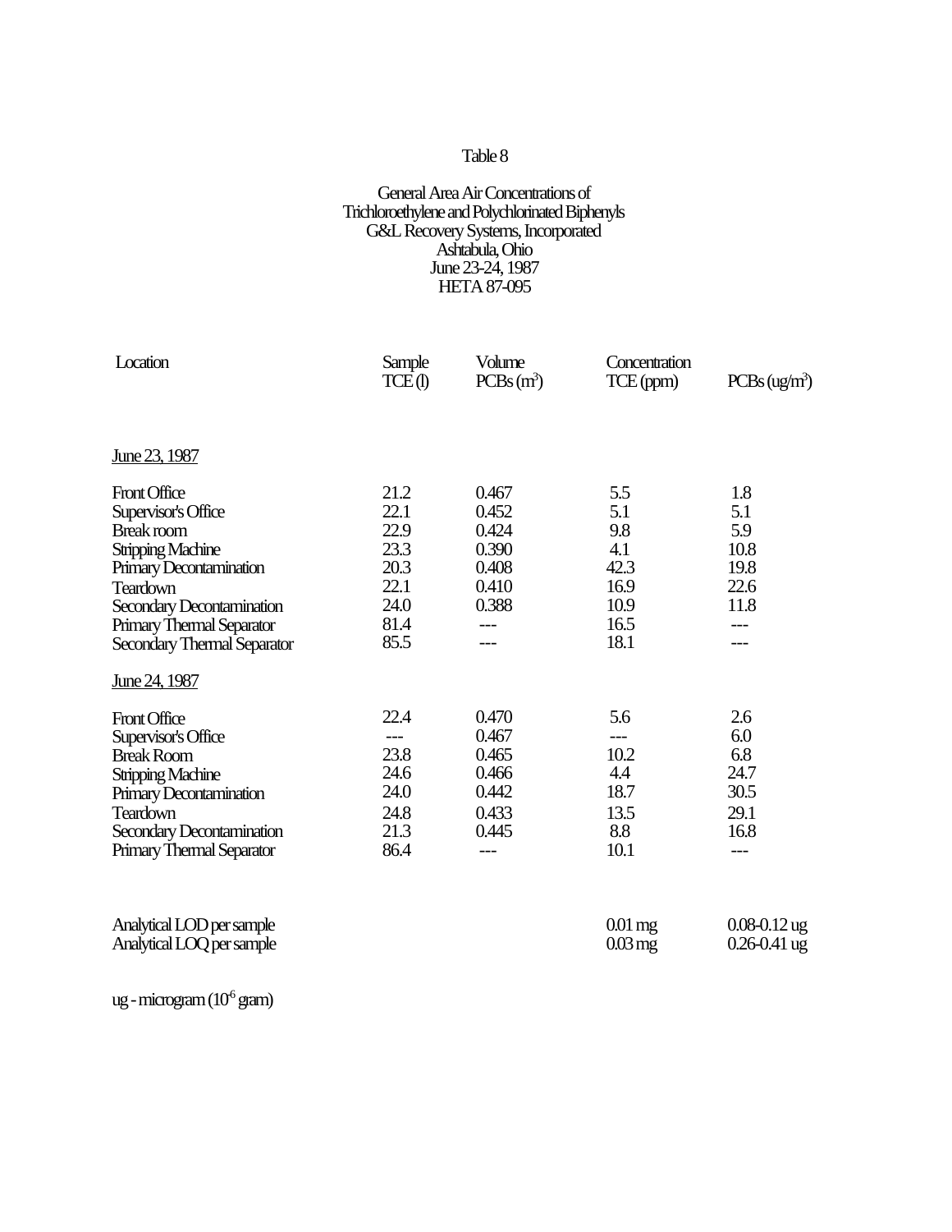Table 8

General Area Air Concentrations of Trichloroethylene and Polychlorinated Biphenyls
G&L Recovery Systems, Incorporated
Ashtabula, Ohio
June 23-24, 1987
HETA 87-095

| Location | Sample Volume TCE (l) | Sample Volume PCBs ($m^3$) | Concentration TCE (ppm) | Concentration PCBs (ug/$m^3$) |
|---|---|---|---|---|
| June 23, 1987 | | | | |
| Front Office | 21.2 | 0.467 | 5.5 | 1.8 |
| Supervisor's Office | 22.1 | 0.452 | 5.1 | 5.1 |
| Break room | 22.9 | 0.424 | 9.8 | 5.9 |
| Stripping Machine | 23.3 | 0.390 | 4.1 | 10.8 |
| Primary Decontamination | 20.3 | 0.408 | 42.3 | 19.8 |
| Teardown | 22.1 | 0.410 | 16.9 | 22.6 |
| Secondary Decontamination | 24.0 | 0.388 | 10.9 | 11.8 |
| Primary Thermal Separator | 81.4 | --- | 16.5 | --- |
| Secondary Thermal Separator | 85.5 | --- | 18.1 | --- |
| June 24, 1987 | | | | |
| Front Office | 22.4 | 0.470 | 5.6 | 2.6 |
| Supervisor's Office | --- | 0.467 | --- | 6.0 |
| Break Room | 23.8 | 0.465 | 10.2 | 6.8 |
| Stripping Machine | 24.6 | 0.466 | 4.4 | 24.7 |
| Primary Decontamination | 24.0 | 0.442 | 18.7 | 30.5 |
| Teardown | 24.8 | 0.433 | 13.5 | 29.1 |
| Secondary Decontamination | 21.3 | 0.445 | 8.8 | 16.8 |
| Primary Thermal Separator | 86.4 | --- | 10.1 | --- |
| Analytical LOD per sample | | | 0.01 mg | 0.08-0.12 ug |
| Analytical LOQ per sample | | | 0.03 mg | 0.26-0.41 ug |

ug - microgram ($10^{-6}$ gram)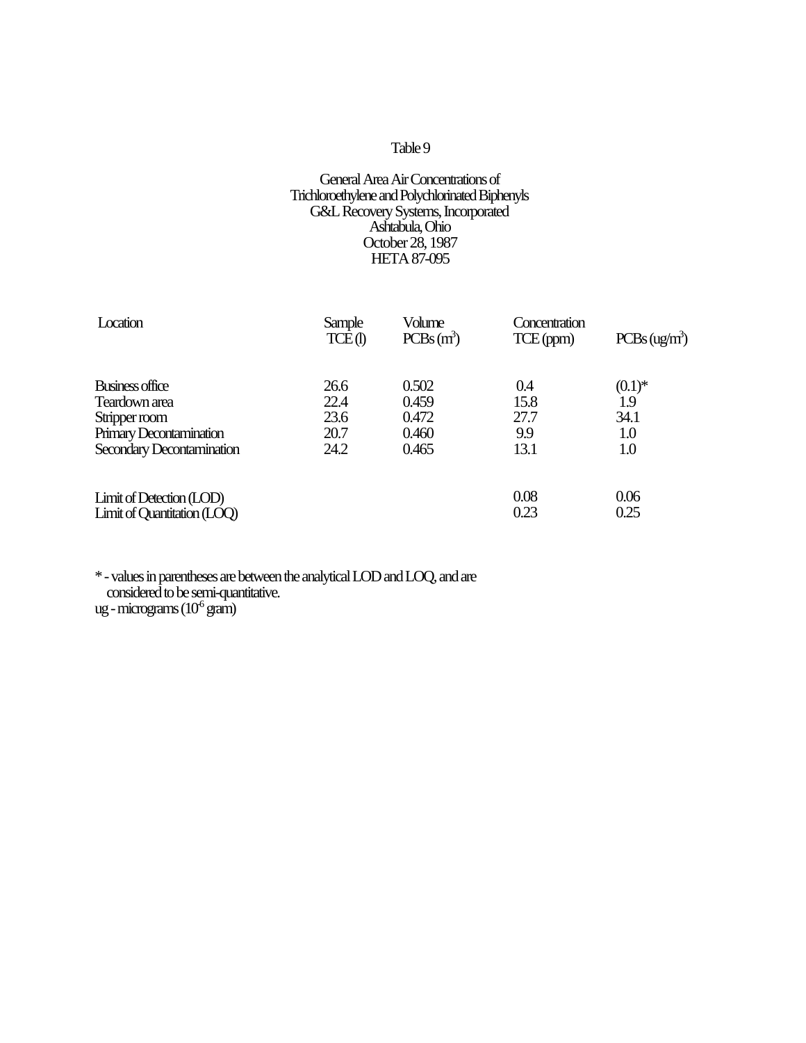Table 9

General Area Air Concentrations of
Trichloroethylene and Polychlorinated Biphenyls
G&L Recovery Systems, Incorporated
Ashtabula, Ohio
October 28, 1987
HETA 87-095

| Location | Sample Volume TCE (l) | Sample Volume PCBs ($m^3$) | Concentration TCE (ppm) | Concentration PCBs (ug/$m^3$) |
|---|---|---|---|---|
| Business office | 26.6 | 0.502 | 0.4 | (0.1)* |
| Teardown area | 22.4 | 0.459 | 15.8 | 1.9 |
| Stripper room | 23.6 | 0.472 | 27.7 | 34.1 |
| Primary Decontamination | 20.7 | 0.460 | 9.9 | 1.0 |
| Secondary Decontamination | 24.2 | 0.465 | 13.1 | 1.0 |
| Limit of Detection (LOD) | | | 0.08 | 0.06 |
| Limit of Quantitation (LOQ) | | | 0.23 | 0.25 |

* - values in parentheses are between the analytical LOD and LOQ, and are considered to be semi-quantitative.
ug - micrograms ($10^{-6}$ gram)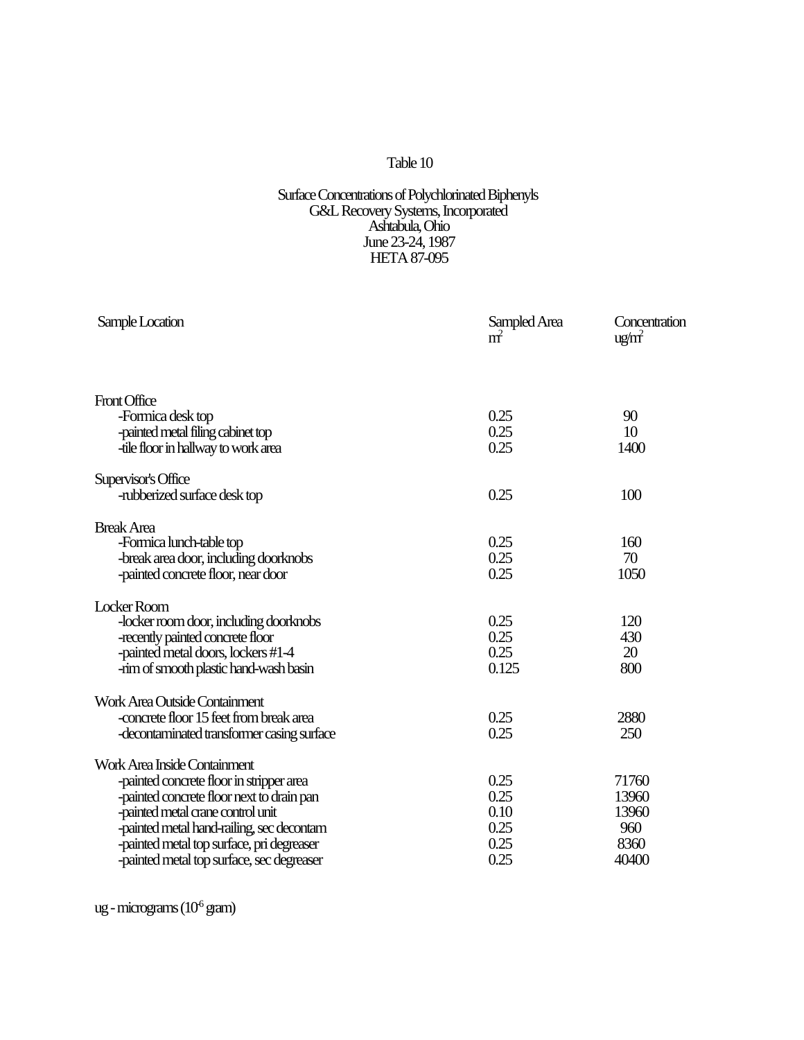Table 10

Surface Concentrations of Polychlorinated Biphenyls
G&L Recovery Systems, Incorporated
Ashtabula, Ohio
June 23-24, 1987
HETA 87-095

| Sample Location | Sampled Area $m^2$ | Concentration $ug/m^2$ |
|---|---|---|
| **Front Office** | | |
| -Formica desk top | 0.25 | 90 |
| -painted metal filing cabinet top | 0.25 | 10 |
| -tile floor in hallway to work area | 0.25 | 1400 |
| **Supervisor's Office** | | |
| -rubberized surface desk top | 0.25 | 100 |
| **Break Area** | | |
| -Formica lunch-table top | 0.25 | 160 |
| -break area door, including doorknobs | 0.25 | 70 |
| -painted concrete floor, near door | 0.25 | 1050 |
| **Locker Room** | | |
| -locker room door, including doorknobs | 0.25 | 120 |
| -recently painted concrete floor | 0.25 | 430 |
| -painted metal doors, lockers #1-4 | 0.25 | 20 |
| -rim of smooth plastic hand-wash basin | 0.125 | 800 |
| **Work Area Outside Containment** | | |
| -concrete floor 15 feet from break area | 0.25 | 2880 |
| -decontaminated transformer casing surface | 0.25 | 250 |
| **Work Area Inside Containment** | | |
| -painted concrete floor in stripper area | 0.25 | 71760 |
| -painted concrete floor next to drain pan | 0.25 | 13960 |
| -painted metal crane control unit | 0.10 | 13960 |
| -painted metal hand-railing, sec decontam | 0.25 | 960 |
| -painted metal top surface, pri degreaser | 0.25 | 8360 |
| -painted metal top surface, sec degreaser | 0.25 | 40400 |

ug - micrograms ($10^{-6}$ gram)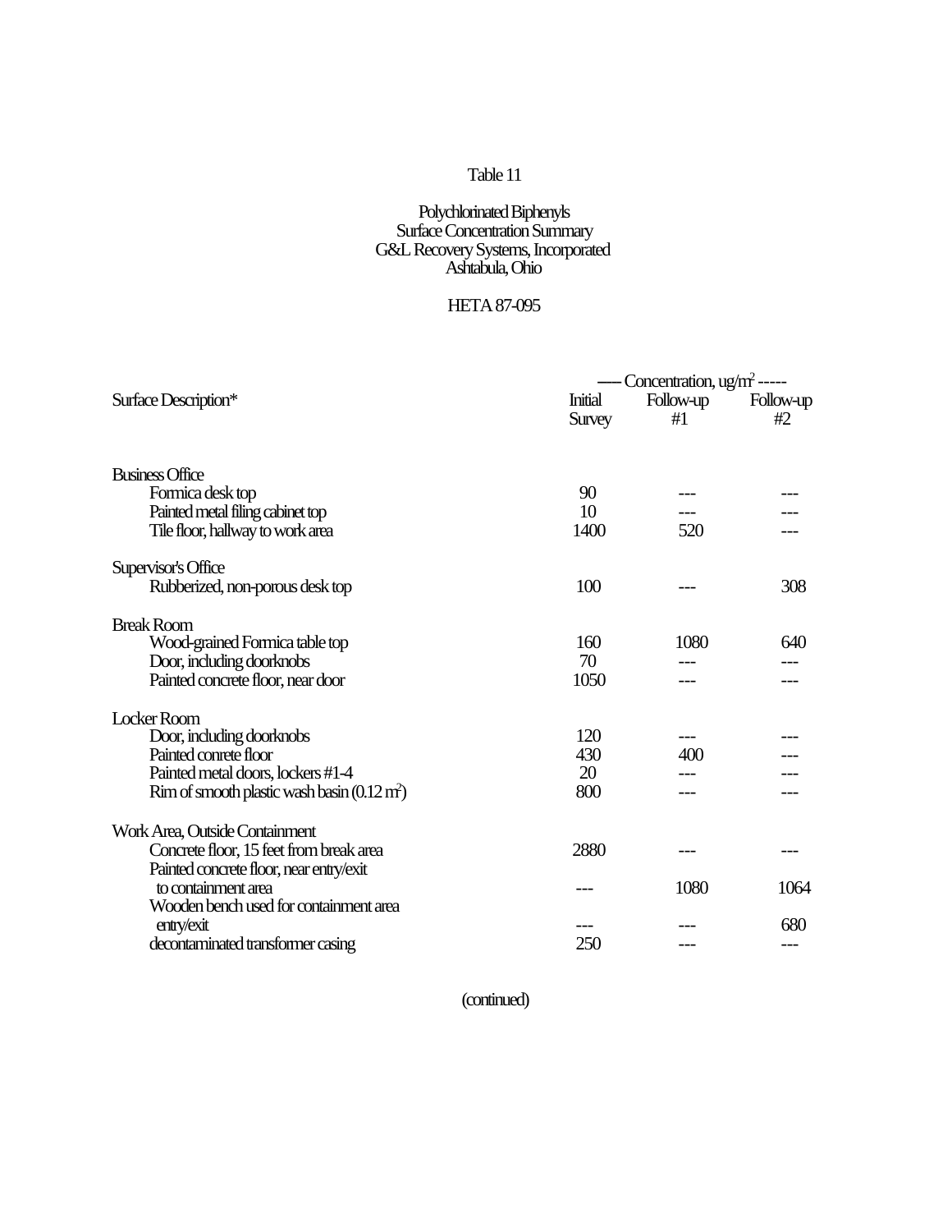Table 11

Polychlorinated Biphenyls
Surface Concentration Summary
G&L Recovery Systems, Incorporated
Ashtabula, Ohio

HETA 87-095

| Surface Description* | ----- Concentration, ug/m$^2$ ----- | | |
|---|---|---|---|
| | Initial Survey | Follow-up #1 | Follow-up #2 |
| **Business Office** | | | |
| Formica desk top | 90 | --- | --- |
| Painted metal filing cabinet top | 10 | --- | --- |
| Tile floor, hallway to work area | 1400 | 520 | --- |
| **Supervisor's Office** | | | |
| Rubberized, non-porous desk top | 100 | --- | 308 |
| **Break Room** | | | |
| Wood-grained Formica table top | 160 | 1080 | 640 |
| Door, including doorknobs | 70 | --- | --- |
| Painted concrete floor, near door | 1050 | --- | --- |
| **Locker Room** | | | |
| Door, including doorknobs | 120 | --- | --- |
| Painted conrete floor | 430 | 400 | --- |
| Painted metal doors, lockers #1-4 | 20 | --- | --- |
| Rim of smooth plastic wash basin (0.12 m$^2$) | 800 | --- | --- |
| **Work Area, Outside Containment** | | | |
| Concrete floor, 15 feet from break area | 2880 | --- | --- |
| Painted concrete floor, near entry/exit to containment area | --- | 1080 | 1064 |
| Wooden bench used for containment area entry/exit | --- | --- | 680 |
| decontaminated transformer casing | 250 | --- | --- |

(continued)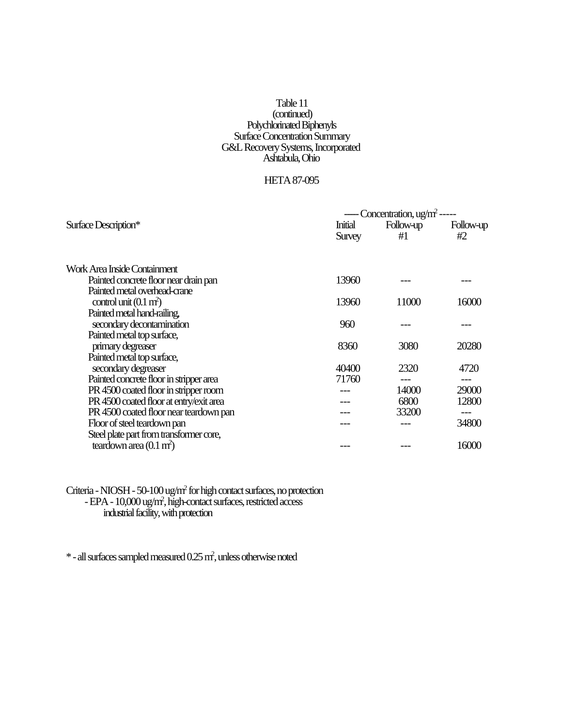Table 11
(continued)
Polychlorinated Biphenyls
Surface Concentration Summary
G&L Recovery Systems, Incorporated
Ashtabula, Ohio

HETA 87-095

| Surface Description* | ----- Concentration, ug/m² ----- Initial Survey | Follow-up #1 | Follow-up #2 |
|---|---|---|---|
| **Work Area Inside Containment** | | | |
| Painted concrete floor near drain pan | 13960 | --- | --- |
| Painted metal overhead-crane control unit (0.1 m²) | 13960 | 11000 | 16000 |
| Painted metal hand-railing, secondary decontamination | 960 | --- | --- |
| Painted metal top surface, primary degreaser | 8360 | 3080 | 20280 |
| Painted metal top surface, secondary degreaser | 40400 | 2320 | 4720 |
| Painted concrete floor in stripper area | 71760 | --- | --- |
| PR 4500 coated floor in stripper room | --- | 14000 | 29000 |
| PR 4500 coated floor at entry/exit area | --- | 6800 | 12800 |
| PR 4500 coated floor near teardown pan | --- | 33200 | --- |
| Floor of steel teardown pan | --- | --- | 34800 |
| Steel plate part from transformer core, teardown area (0.1 m²) | --- | --- | 16000 |

Criteria - NIOSH - 50-100 ug/m² for high contact surfaces, no protection
- EPA - 10,000 ug/m², high-contact surfaces, restricted access industrial facility, with protection

* - all surfaces sampled measured 0.25 m², unless otherwise noted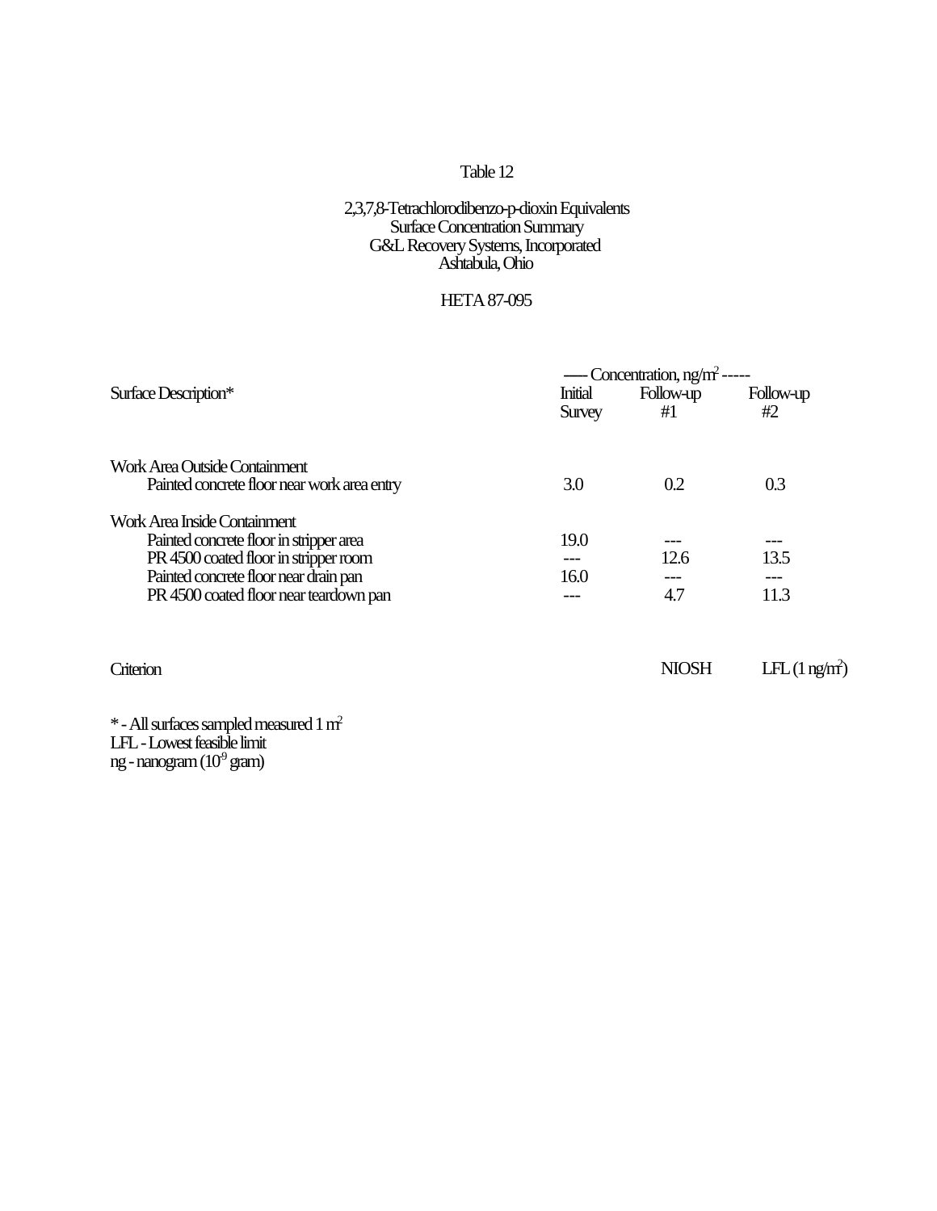Table 12

2,3,7,8-Tetrachlorodibenzo-p-dioxin Equivalents
Surface Concentration Summary
G&L Recovery Systems, Incorporated
Ashtabula, Ohio

HETA 87-095

| Surface Description* | ----- Concentration, ng/m$^2$ ----- | | |
|---|---|---|---|
| | Initial Survey | Follow-up #1 | Follow-up #2 |
| **Work Area Outside Containment** | | | |
| Painted concrete floor near work area entry | 3.0 | 0.2 | 0.3 |
| **Work Area Inside Containment** | | | |
| Painted concrete floor in stripper area | 19.0 | --- | --- |
| PR 4500 coated floor in stripper room | --- | 12.6 | 13.5 |
| Painted concrete floor near drain pan | 16.0 | --- | --- |
| PR 4500 coated floor near teardown pan | --- | 4.7 | 11.3 |
| Criterion | | NIOSH | LFL (1 ng/m$^2$) |

\* - All surfaces sampled measured 1 m$^2$
LFL - Lowest feasible limit
ng - nanogram ($10^{-9}$ gram)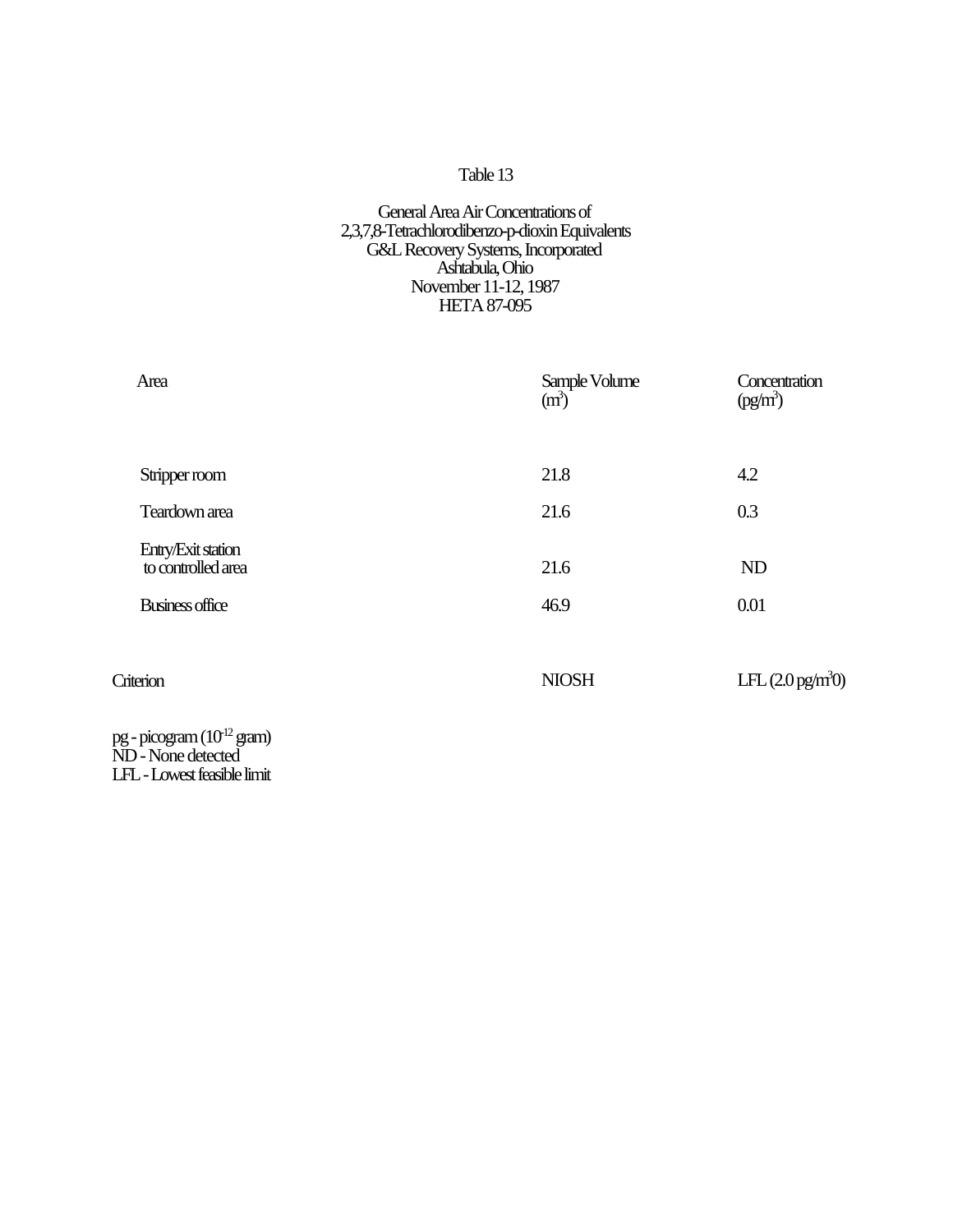Table 13

General Area Air Concentrations of
2,3,7,8-Tetrachlorodibenzo-p-dioxin Equivalents
G&L Recovery Systems, Incorporated
Ashtabula, Ohio
November 11-12, 1987
HETA 87-095

| Area | Sample Volume ($m^3$) | Concentration ($pg/m^3$) |
|---|---|---|
| Stripper room | 21.8 | 4.2 |
| Teardown area | 21.6 | 0.3 |
| Entry/Exit station to controlled area | 21.6 | ND |
| Business office | 46.9 | 0.01 |
| Criterion | NIOSH | LFL (2.0 $pg/m^3$0) |

pg - picogram ($10^{-12}$ gram)
ND - None detected
LFL - Lowest feasible limit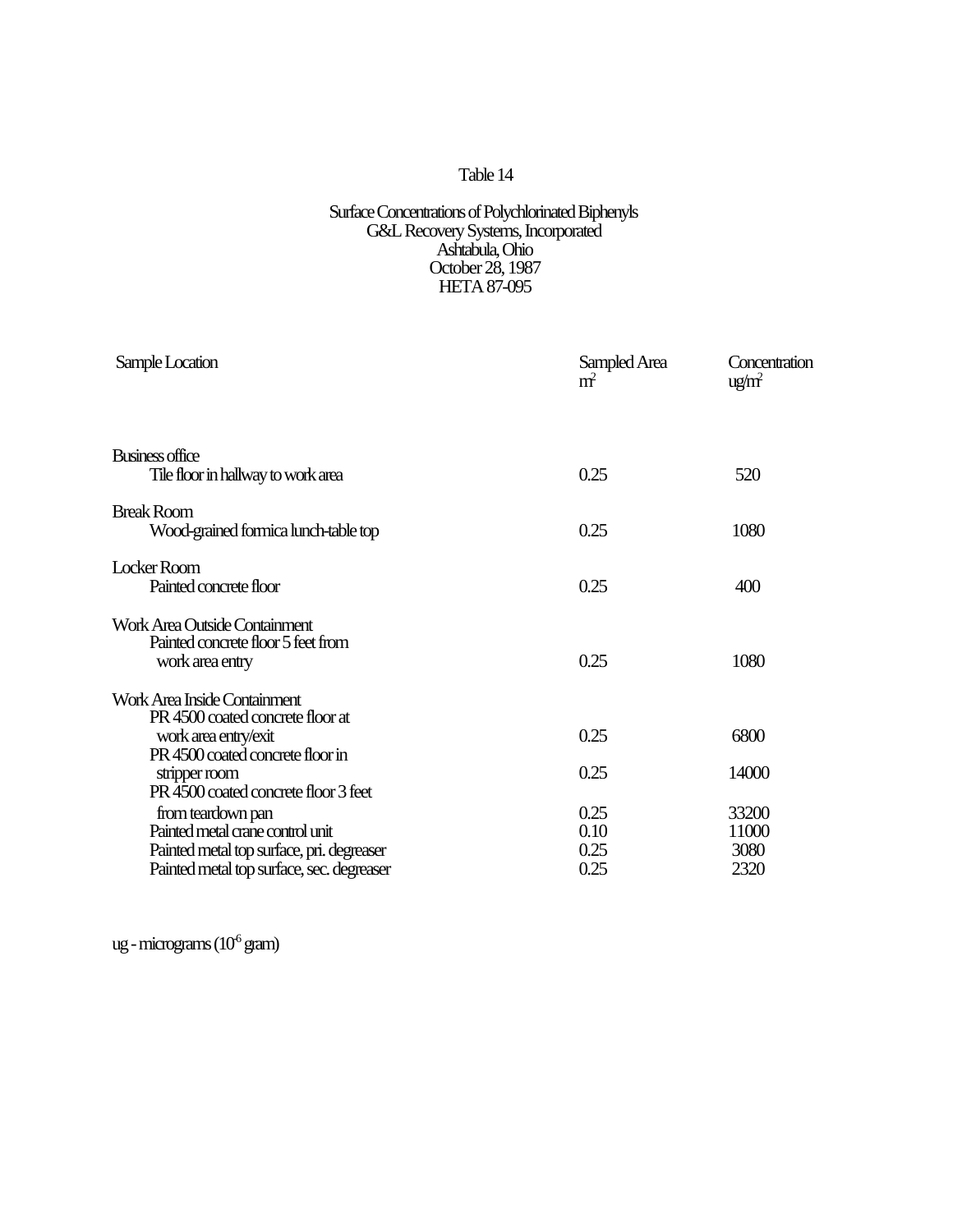Table 14

Surface Concentrations of Polychlorinated Biphenyls
G&L Recovery Systems, Incorporated
Ashtabula, Ohio
October 28, 1987
HETA 87-095

| Sample Location | Sampled Area $m^2$ | Concentration $ug/m^2$ |
|---|---|---|
| **Business office** | | |
| Tile floor in hallway to work area | 0.25 | 520 |
| **Break Room** | | |
| Wood-grained formica lunch-table top | 0.25 | 1080 |
| **Locker Room** | | |
| Painted concrete floor | 0.25 | 400 |
| **Work Area Outside Containment** | | |
| Painted concrete floor 5 feet from work area entry | 0.25 | 1080 |
| **Work Area Inside Containment** | | |
| PR 4500 coated concrete floor at work area entry/exit | 0.25 | 6800 |
| PR 4500 coated concrete floor in stripper room | 0.25 | 14000 |
| PR 4500 coated concrete floor 3 feet from teardown pan | 0.25 | 33200 |
| Painted metal crane control unit | 0.10 | 11000 |
| Painted metal top surface, pri. degreaser | 0.25 | 3080 |
| Painted metal top surface, sec. degreaser | 0.25 | 2320 |

ug - micrograms ($10^{-6}$ gram)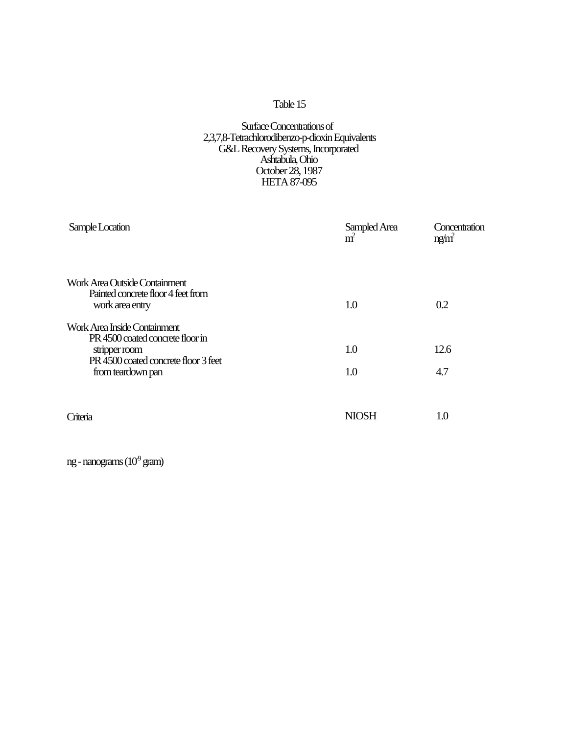# Table 15

Surface Concentrations of
2,3,7,8-Tetrachlorodibenzo-p-dioxin Equivalents
G&L Recovery Systems, Incorporated
Ashtabula, Ohio
October 28, 1987
HETA 87-095

| Sample Location | Sampled Area $m^2$ | Concentration $ng/m^2$ |
|---|---|---|
| **Work Area Outside Containment** | | |
| Painted concrete floor 4 feet from work area entry | 1.0 | 0.2 |
| **Work Area Inside Containment** | | |
| PR 4500 coated concrete floor in stripper room | 1.0 | 12.6 |
| PR 4500 coated concrete floor 3 feet from teardown pan | 1.0 | 4.7 |
| Criteria | NIOSH | 1.0 |

ng - nanograms ($10^{-9}$ gram)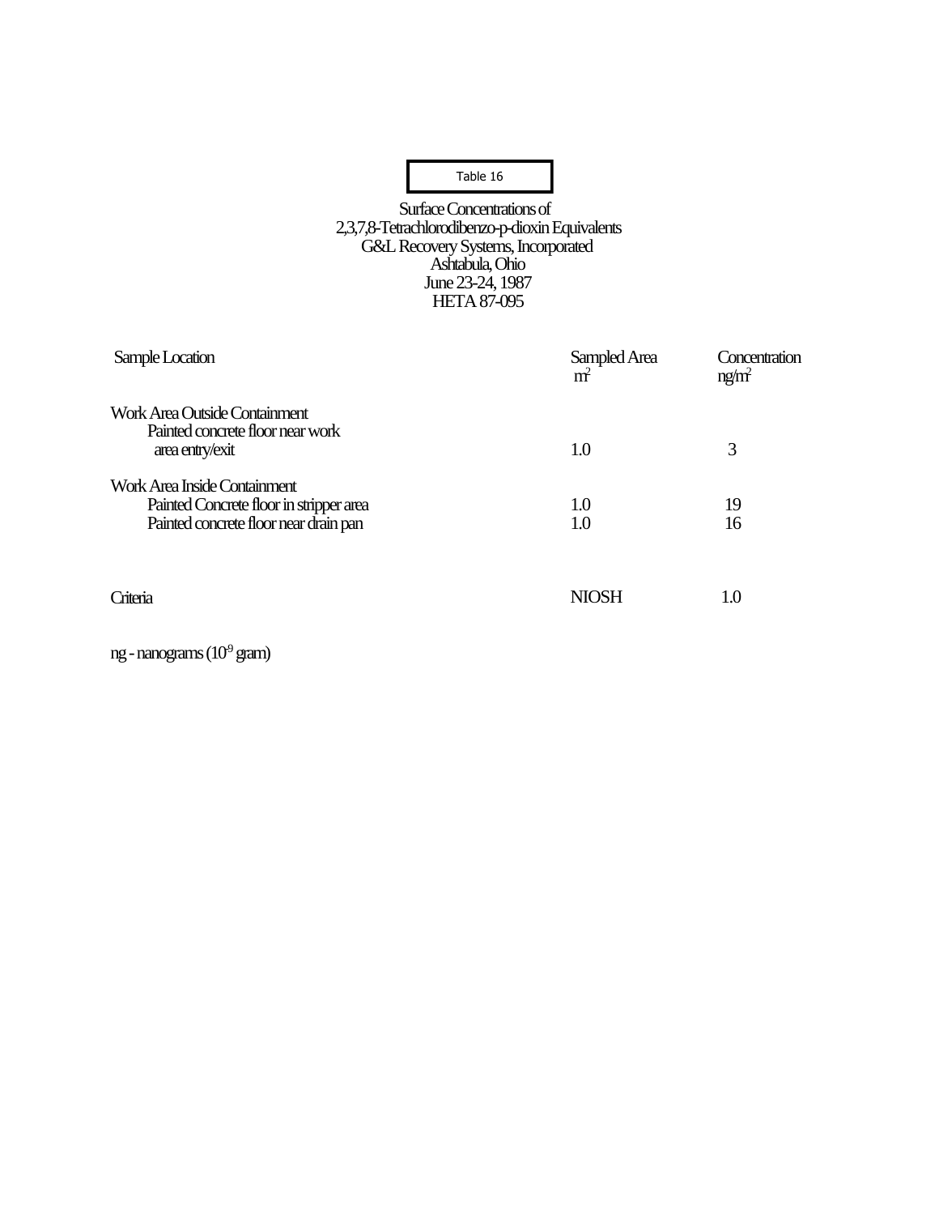Table 16

Surface Concentrations of
2,3,7,8-Tetrachlorodibenzo-p-dioxin Equivalents
G&L Recovery Systems, Incorporated
Ashtabula, Ohio
June 23-24, 1987
HETA 87-095

| Sample Location | Sampled Area $m^2$ | Concentration $ng/m^2$ |
|---|---|---|
| Work Area Outside Containment | | |
| Painted concrete floor near work area entry/exit | 1.0 | 3 |
| Work Area Inside Containment | | |
| Painted Concrete floor in stripper area | 1.0 | 19 |
| Painted concrete floor near drain pan | 1.0 | 16 |
| Criteria | NIOSH | 1.0 |

ng - nanograms ($10^{-9}$ gram)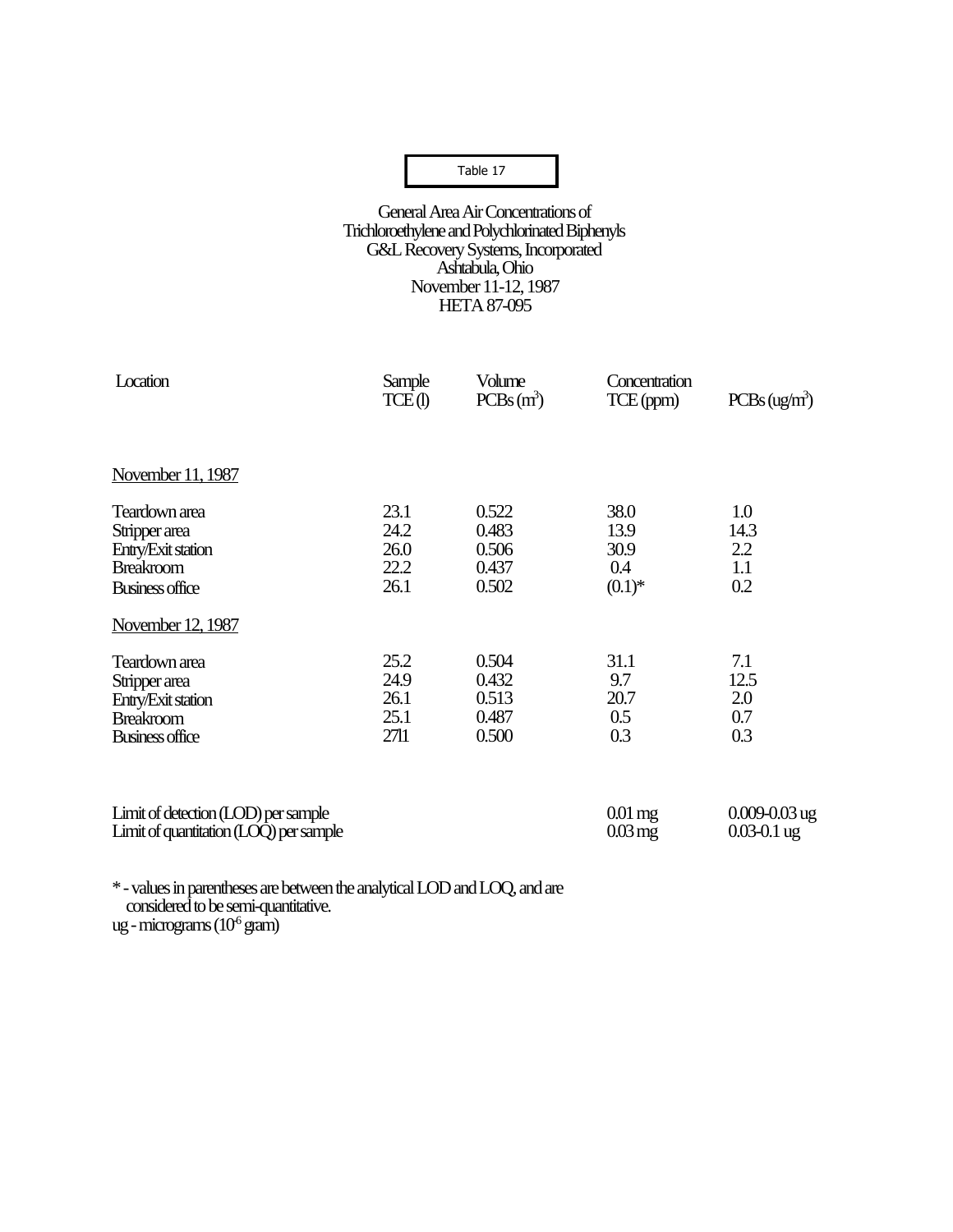Table 17

General Area Air Concentrations of
Trichloroethylene and Polychlorinated Biphenyls
G&L Recovery Systems, Incorporated
Ashtabula, Ohio
November 11-12, 1987
HETA 87-095

| Location | Sample Volume TCE (l) | Sample Volume PCBs ($m^3$) | Concentration TCE (ppm) | Concentration PCBs (ug/$m^3$) |
|---|---|---|---|---|
| November 11, 1987 | | | | |
| Teardown area | 23.1 | 0.522 | 38.0 | 1.0 |
| Stripper area | 24.2 | 0.483 | 13.9 | 14.3 |
| Entry/Exit station | 26.0 | 0.506 | 30.9 | 2.2 |
| Breakroom | 22.2 | 0.437 | 0.4 | 1.1 |
| Business office | 26.1 | 0.502 | (0.1)* | 0.2 |
| November 12, 1987 | | | | |
| Teardown area | 25.2 | 0.504 | 31.1 | 7.1 |
| Stripper area | 24.9 | 0.432 | 9.7 | 12.5 |
| Entry/Exit station | 26.1 | 0.513 | 20.7 | 2.0 |
| Breakroom | 25.1 | 0.487 | 0.5 | 0.7 |
| Business office | 27l1 | 0.500 | 0.3 | 0.3 |
| Limit of detection (LOD) per sample | | | 0.01 mg | 0.009-0.03 ug |
| Limit of quantitation (LOQ) per sample | | | 0.03 mg | 0.03-0.1 ug |

* - values in parentheses are between the analytical LOD and LOQ, and are considered to be semi-quantitative.
ug - micrograms ($10^{-6}$ gram)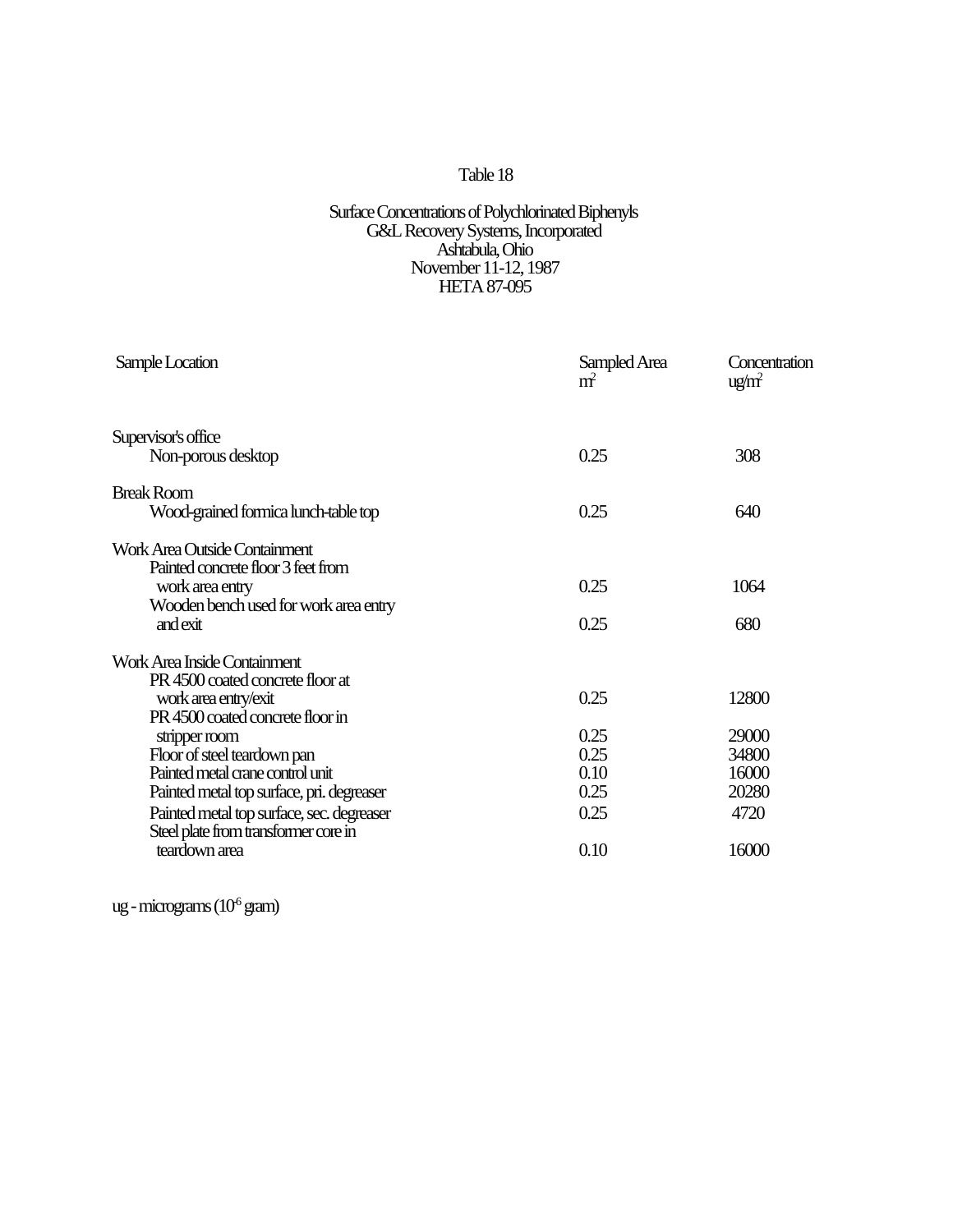Table 18

Surface Concentrations of Polychlorinated Biphenyls
G&L Recovery Systems, Incorporated
Ashtabula, Ohio
November 11-12, 1987
HETA 87-095

| Sample Location | Sampled Area $m^2$ | Concentration $ug/m^2$ |
|---|---|---|
| **Supervisor's office** | | |
| Non-porous desktop | 0.25 | 308 |
| **Break Room** | | |
| Wood-grained formica lunch-table top | 0.25 | 640 |
| **Work Area Outside Containment** | | |
| Painted concrete floor 3 feet from work area entry | 0.25 | 1064 |
| Wooden bench used for work area entry and exit | 0.25 | 680 |
| **Work Area Inside Containment** | | |
| PR 4500 coated concrete floor at work area entry/exit | 0.25 | 12800 |
| PR 4500 coated concrete floor in stripper room | 0.25 | 29000 |
| Floor of steel teardown pan | 0.25 | 34800 |
| Painted metal crane control unit | 0.10 | 16000 |
| Painted metal top surface, pri. degreaser | 0.25 | 20280 |
| Painted metal top surface, sec. degreaser | 0.25 | 4720 |
| Steel plate from transformer core in teardown area | 0.10 | 16000 |

ug - micrograms ($10^{-6}$ gram)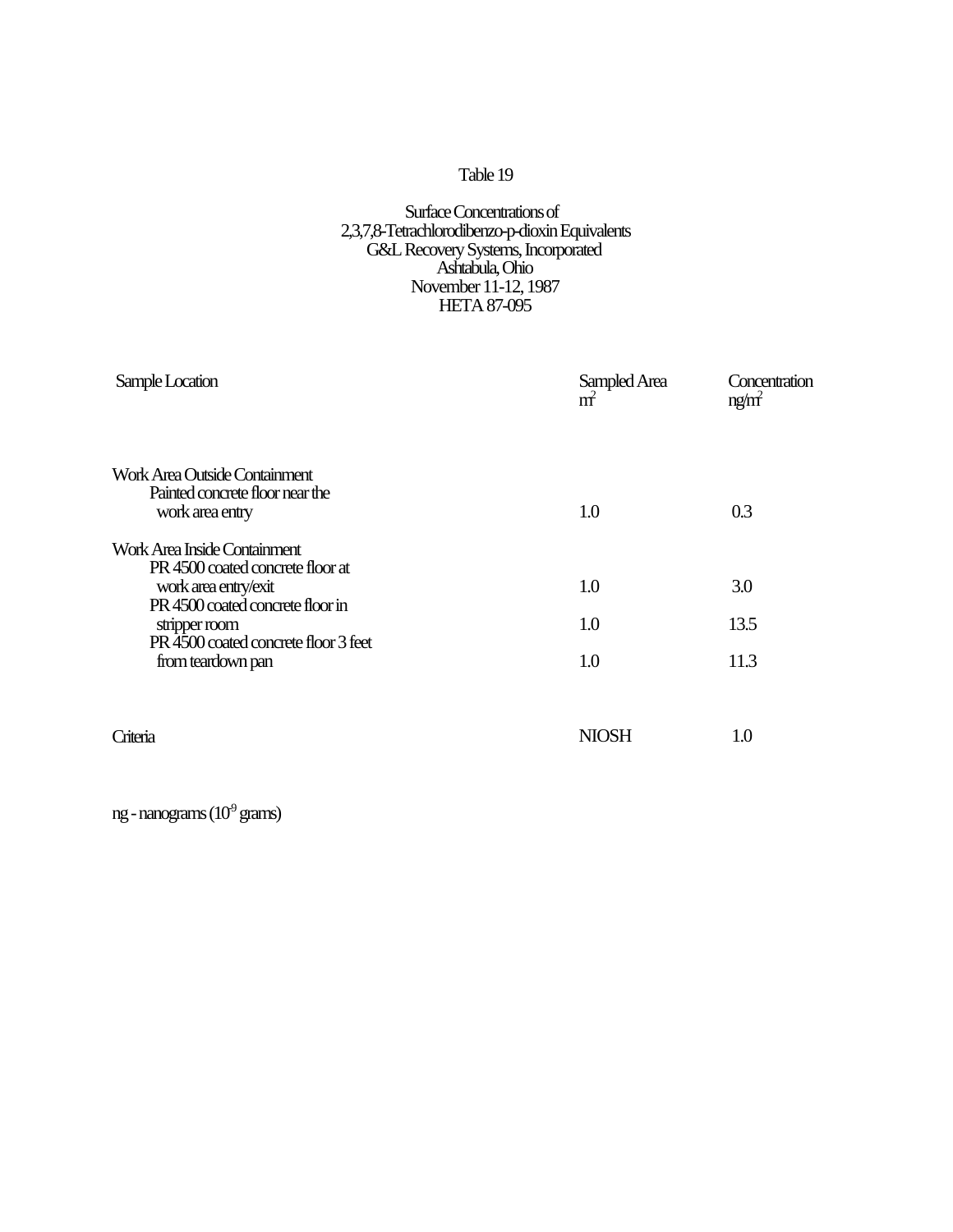Table 19

Surface Concentrations of
2,3,7,8-Tetrachlorodibenzo-p-dioxin Equivalents
G&L Recovery Systems, Incorporated
Ashtabula, Ohio
November 11-12, 1987
HETA 87-095

| Sample Location | Sampled Area $m^2$ | Concentration $ng/m^2$ |
|---|---|---|
| Work Area Outside Containment | | |
| Painted concrete floor near the work area entry | 1.0 | 0.3 |
| Work Area Inside Containment | | |
| PR 4500 coated concrete floor at work area entry/exit | 1.0 | 3.0 |
| PR 4500 coated concrete floor in stripper room | 1.0 | 13.5 |
| PR 4500 coated concrete floor 3 feet from teardown pan | 1.0 | 11.3 |
| Criteria | NIOSH | 1.0 |

ng - nanograms ($10^{-9}$ grams)